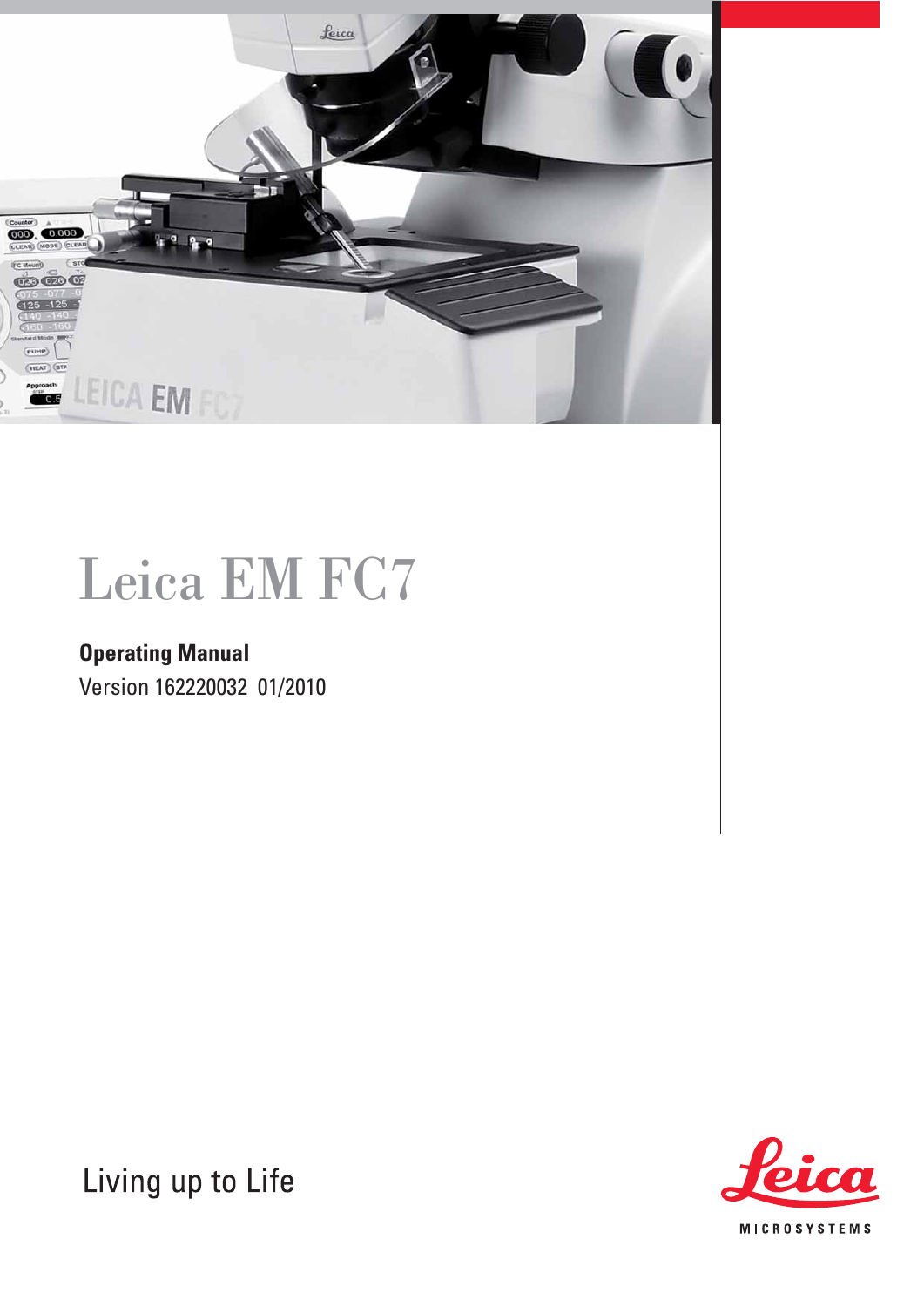# Leica EM FC7

**Operating Manual**

Version 162220032 01/2010

Living up to Life

Leica MICROSYSTEMS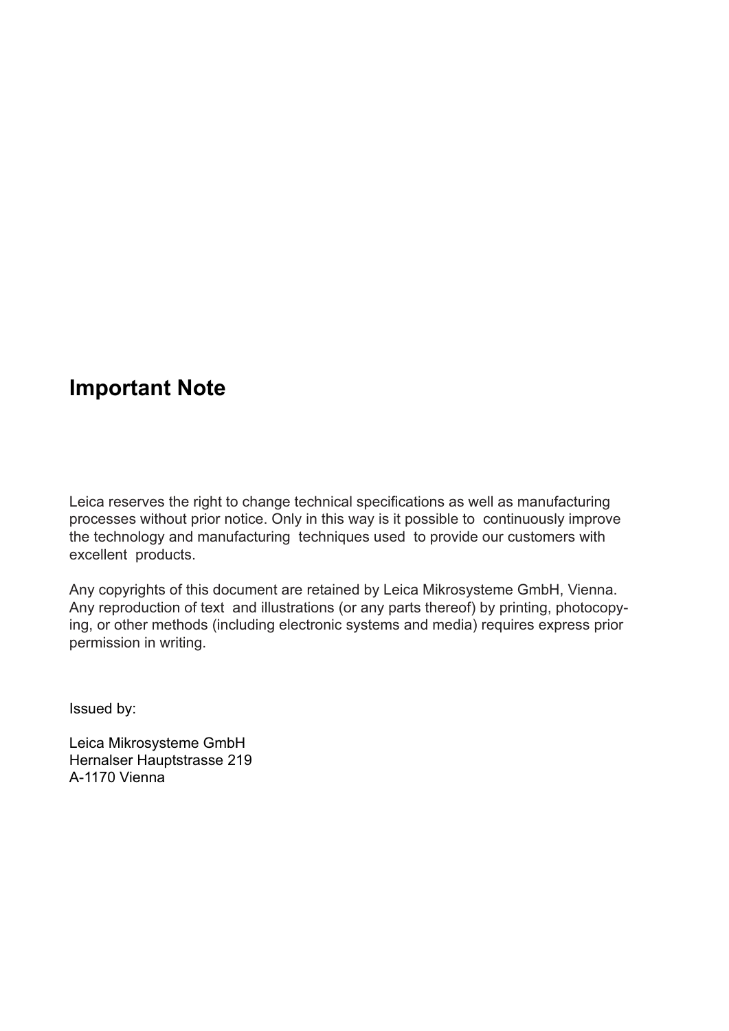## Important Note

Leica reserves the right to change technical specifications as well as manufacturing processes without prior notice. Only in this way is it possible to continuously improve the technology and manufacturing techniques used to provide our customers with excellent products.

Any copyrights of this document are retained by Leica Mikrosysteme GmbH, Vienna. Any reproduction of text and illustrations (or any parts thereof) by printing, photocopying, or other methods (including electronic systems and media) requires express prior permission in writing.

Issued by:

Leica Mikrosysteme GmbH
Hernalser Hauptstrasse 219
A-1170 Vienna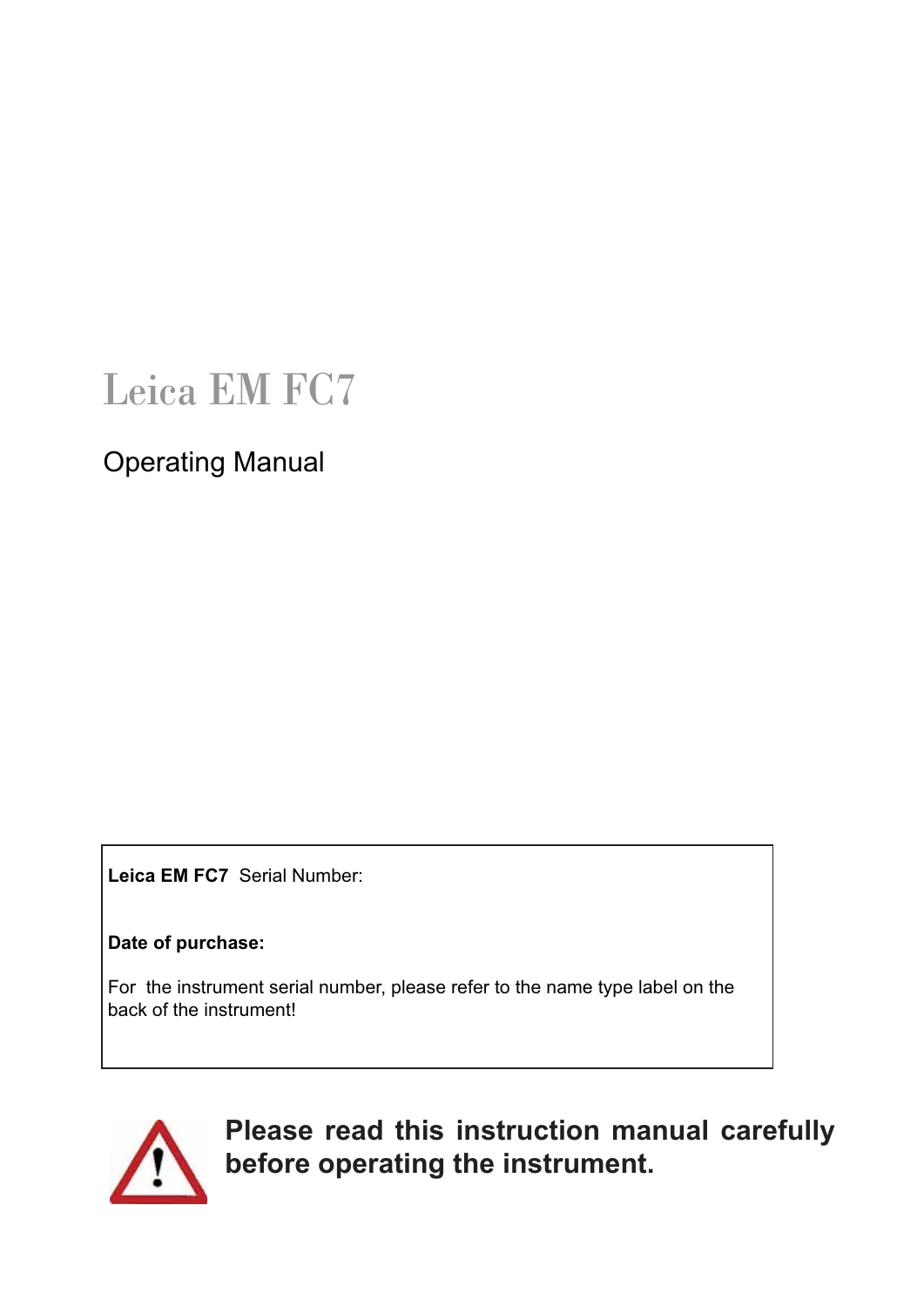# Leica EM FC7

## Operating Manual

**Leica EM FC7** Serial Number:

**Date of purchase:**

For the instrument serial number, please refer to the name type label on the back of the instrument!

**Please read this instruction manual carefully before operating the instrument.**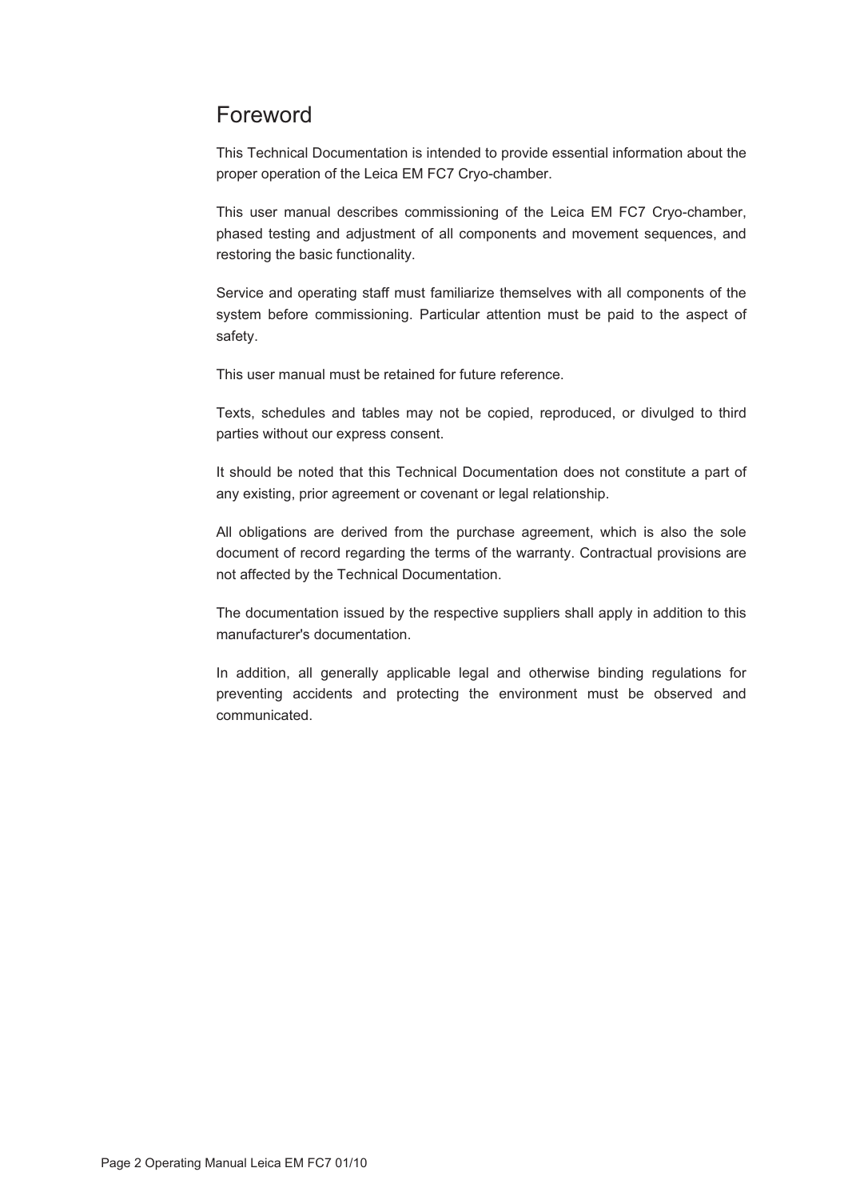# Foreword

This Technical Documentation is intended to provide essential information about the proper operation of the Leica EM FC7 Cryo-chamber.

This user manual describes commissioning of the Leica EM FC7 Cryo-chamber, phased testing and adjustment of all components and movement sequences, and restoring the basic functionality.

Service and operating staff must familiarize themselves with all components of the system before commissioning. Particular attention must be paid to the aspect of safety.

This user manual must be retained for future reference.

Texts, schedules and tables may not be copied, reproduced, or divulged to third parties without our express consent.

It should be noted that this Technical Documentation does not constitute a part of any existing, prior agreement or covenant or legal relationship.

All obligations are derived from the purchase agreement, which is also the sole document of record regarding the terms of the warranty. Contractual provisions are not affected by the Technical Documentation.

The documentation issued by the respective suppliers shall apply in addition to this manufacturer's documentation.

In addition, all generally applicable legal and otherwise binding regulations for preventing accidents and protecting the environment must be observed and communicated.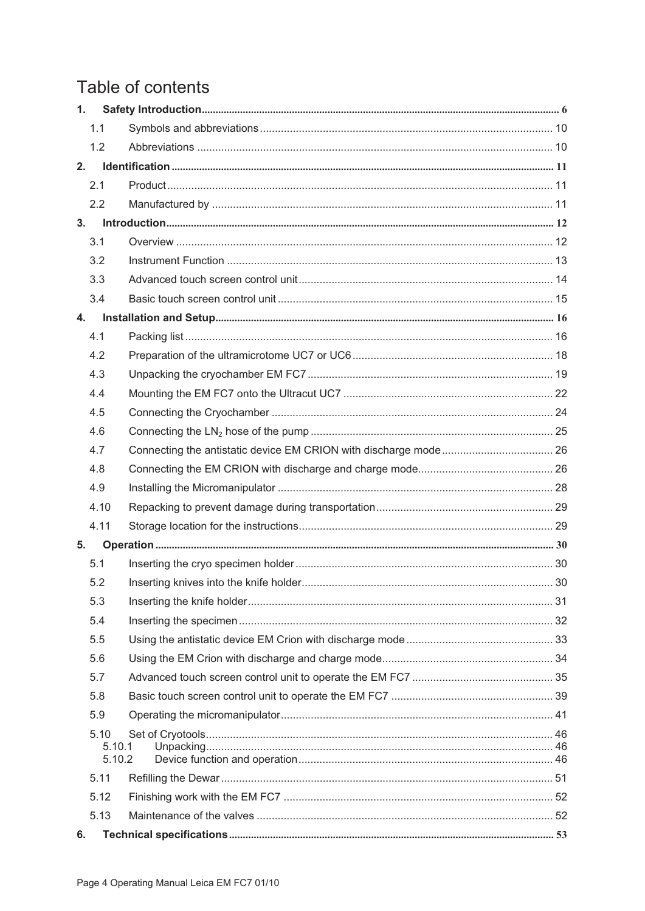# Table of contents

**1. Safety Introduction** ..... 6
- 1.1 Symbols and abbreviations ..... 10
- 1.2 Abbreviations ..... 10

**2. Identification** ..... 11
- 2.1 Product ..... 11
- 2.2 Manufactured by ..... 11

**3. Introduction** ..... 12
- 3.1 Overview ..... 12
- 3.2 Instrument Function ..... 13
- 3.3 Advanced touch screen control unit ..... 14
- 3.4 Basic touch screen control unit ..... 15

**4. Installation and Setup** ..... 16
- 4.1 Packing list ..... 16
- 4.2 Preparation of the ultramicrotome UC7 or UC6 ..... 18
- 4.3 Unpacking the cryochamber EM FC7 ..... 19
- 4.4 Mounting the EM FC7 onto the Ultracut UC7 ..... 22
- 4.5 Connecting the Cryochamber ..... 24
- 4.6 Connecting the $LN_2$ hose of the pump ..... 25
- 4.7 Connecting the antistatic device EM CRION with discharge mode ..... 26
- 4.8 Connecting the EM CRION with discharge and charge mode ..... 26
- 4.9 Installing the Micromanipulator ..... 28
- 4.10 Repacking to prevent damage during transportation ..... 29
- 4.11 Storage location for the instructions ..... 29

**5. Operation** ..... 30
- 5.1 Inserting the cryo specimen holder ..... 30
- 5.2 Inserting knives into the knife holder ..... 30
- 5.3 Inserting the knife holder ..... 31
- 5.4 Inserting the specimen ..... 32
- 5.5 Using the antistatic device EM Crion with discharge mode ..... 33
- 5.6 Using the EM Crion with discharge and charge mode ..... 34
- 5.7 Advanced touch screen control unit to operate the EM FC7 ..... 35
- 5.8 Basic touch screen control unit to operate the EM FC7 ..... 39
- 5.9 Operating the micromanipulator ..... 41
- 5.10 Set of Cryotools ..... 46
  - 5.10.1 Unpacking ..... 46
  - 5.10.2 Device function and operation ..... 46
- 5.11 Refilling the Dewar ..... 51
- 5.12 Finishing work with the EM FC7 ..... 52
- 5.13 Maintenance of the valves ..... 52

**6. Technical specifications** ..... 53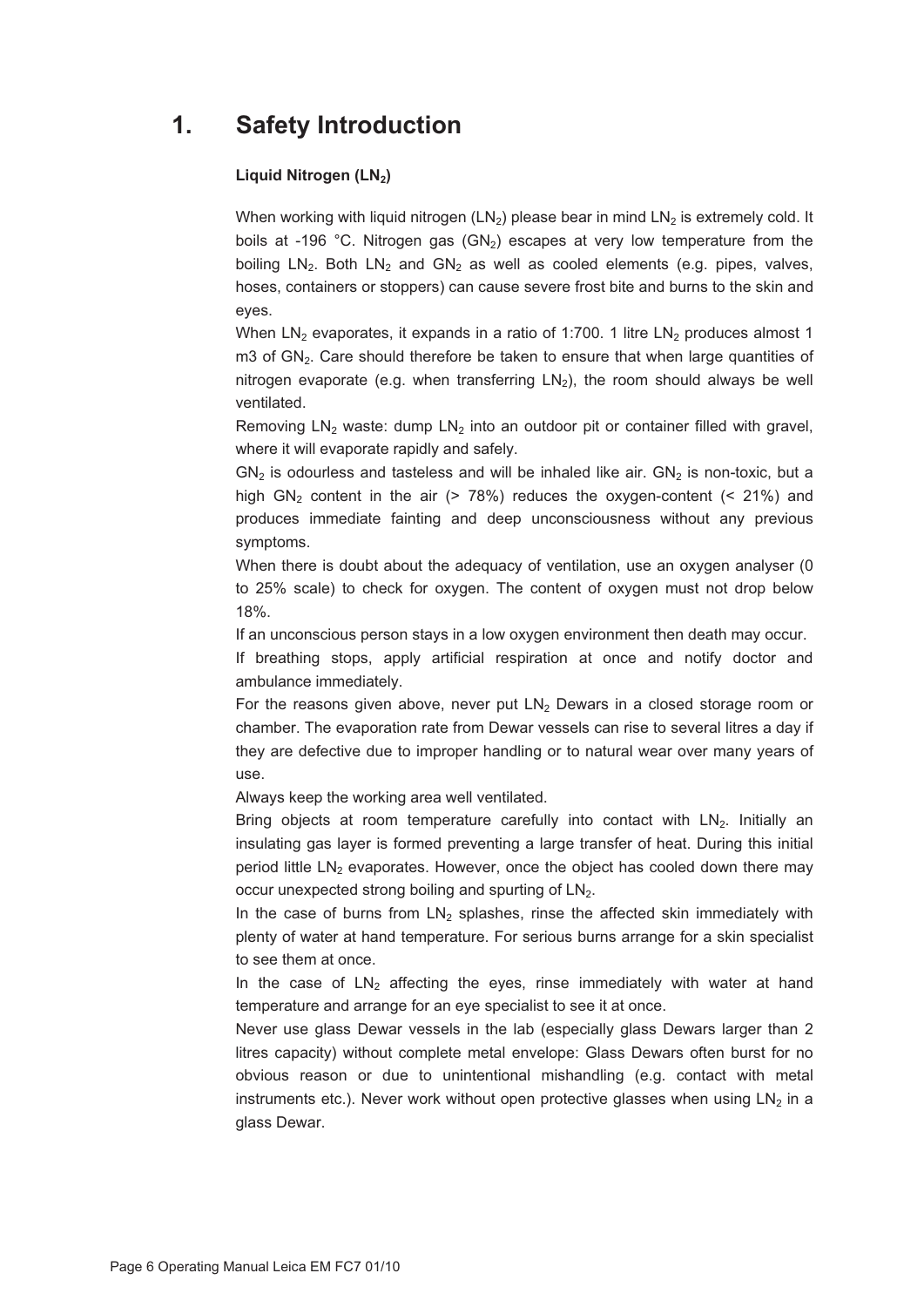# 1. Safety Introduction

**Liquid Nitrogen ($LN_2$)**

When working with liquid nitrogen ($LN_2$) please bear in mind $LN_2$ is extremely cold. It boils at -196 °C. Nitrogen gas ($GN_2$) escapes at very low temperature from the boiling $LN_2$. Both $LN_2$ and $GN_2$ as well as cooled elements (e.g. pipes, valves, hoses, containers or stoppers) can cause severe frost bite and burns to the skin and eyes.

When $LN_2$ evaporates, it expands in a ratio of 1:700. 1 litre $LN_2$ produces almost 1 m3 of $GN_2$. Care should therefore be taken to ensure that when large quantities of nitrogen evaporate (e.g. when transferring $LN_2$), the room should always be well ventilated.

Removing $LN_2$ waste: dump $LN_2$ into an outdoor pit or container filled with gravel, where it will evaporate rapidly and safely.

$GN_2$ is odourless and tasteless and will be inhaled like air. $GN_2$ is non-toxic, but a high $GN_2$ content in the air (> 78%) reduces the oxygen-content (< 21%) and produces immediate fainting and deep unconsciousness without any previous symptoms.

When there is doubt about the adequacy of ventilation, use an oxygen analyser (0 to 25% scale) to check for oxygen. The content of oxygen must not drop below 18%.

If an unconscious person stays in a low oxygen environment then death may occur.

If breathing stops, apply artificial respiration at once and notify doctor and ambulance immediately.

For the reasons given above, never put $LN_2$ Dewars in a closed storage room or chamber. The evaporation rate from Dewar vessels can rise to several litres a day if they are defective due to improper handling or to natural wear over many years of use.

Always keep the working area well ventilated.

Bring objects at room temperature carefully into contact with $LN_2$. Initially an insulating gas layer is formed preventing a large transfer of heat. During this initial period little $LN_2$ evaporates. However, once the object has cooled down there may occur unexpected strong boiling and spurting of $LN_2$.

In the case of burns from $LN_2$ splashes, rinse the affected skin immediately with plenty of water at hand temperature. For serious burns arrange for a skin specialist to see them at once.

In the case of $LN_2$ affecting the eyes, rinse immediately with water at hand temperature and arrange for an eye specialist to see it at once.

Never use glass Dewar vessels in the lab (especially glass Dewars larger than 2 litres capacity) without complete metal envelope: Glass Dewars often burst for no obvious reason or due to unintentional mishandling (e.g. contact with metal instruments etc.). Never work without open protective glasses when using $LN_2$ in a glass Dewar.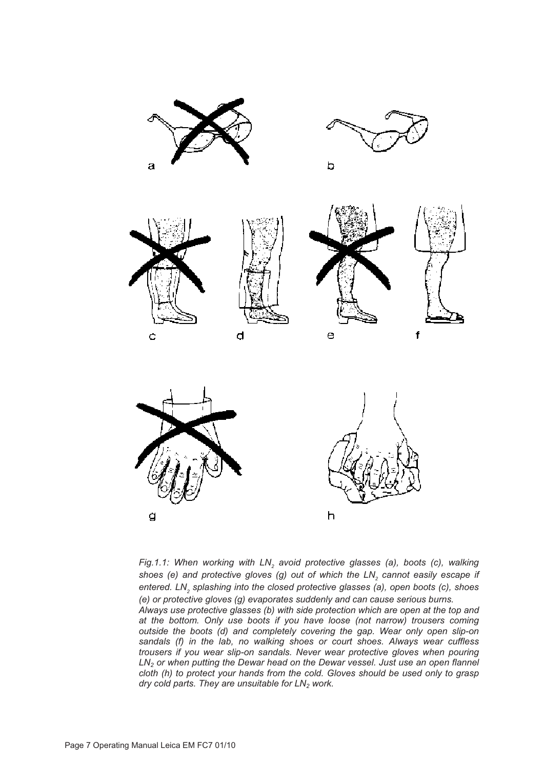a b

c d e f

g h

*Fig.1.1: When working with $LN_2$ avoid protective glasses (a), boots (c), walking shoes (e) and protective gloves (g) out of which the $LN_2$ cannot easily escape if entered. $LN_2$ splashing into the closed protective glasses (a), open boots (c), shoes (e) or protective gloves (g) evaporates suddenly and can cause serious burns.*
*Always use protective glasses (b) with side protection which are open at the top and at the bottom. Only use boots if you have loose (not narrow) trousers coming outside the boots (d) and completely covering the gap. Wear only open slip-on sandals (f) in the lab, no walking shoes or court shoes. Always wear cuffless trousers if you wear slip-on sandals. Never wear protective gloves when pouring $LN_2$ or when putting the Dewar head on the Dewar vessel. Just use an open flannel cloth (h) to protect your hands from the cold. Gloves should be used only to grasp dry cold parts. They are unsuitable for $LN_2$ work.*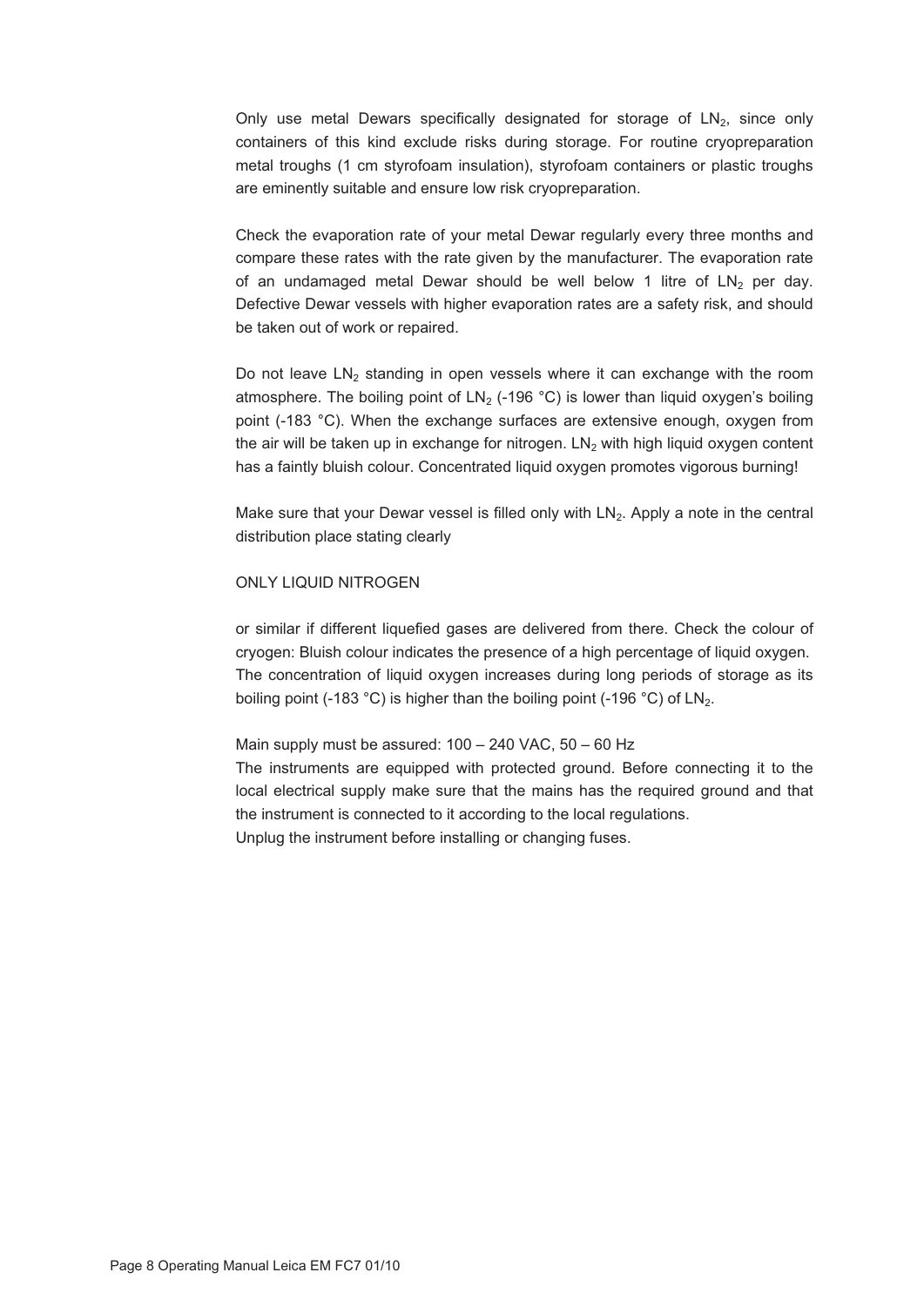Only use metal Dewars specifically designated for storage of $LN_2$, since only containers of this kind exclude risks during storage. For routine cryopreparation metal troughs (1 cm styrofoam insulation), styrofoam containers or plastic troughs are eminently suitable and ensure low risk cryopreparation.

Check the evaporation rate of your metal Dewar regularly every three months and compare these rates with the rate given by the manufacturer. The evaporation rate of an undamaged metal Dewar should be well below 1 litre of $LN_2$ per day. Defective Dewar vessels with higher evaporation rates are a safety risk, and should be taken out of work or repaired.

Do not leave $LN_2$ standing in open vessels where it can exchange with the room atmosphere. The boiling point of $LN_2$ (-196 °C) is lower than liquid oxygen's boiling point (-183 °C). When the exchange surfaces are extensive enough, oxygen from the air will be taken up in exchange for nitrogen. $LN_2$ with high liquid oxygen content has a faintly bluish colour. Concentrated liquid oxygen promotes vigorous burning!

Make sure that your Dewar vessel is filled only with $LN_2$. Apply a note in the central distribution place stating clearly

ONLY LIQUID NITROGEN

or similar if different liquefied gases are delivered from there. Check the colour of cryogen: Bluish colour indicates the presence of a high percentage of liquid oxygen. The concentration of liquid oxygen increases during long periods of storage as its boiling point (-183 °C) is higher than the boiling point (-196 °C) of $LN_2$.

Main supply must be assured: 100 – 240 VAC, 50 – 60 Hz
The instruments are equipped with protected ground. Before connecting it to the local electrical supply make sure that the mains has the required ground and that the instrument is connected to it according to the local regulations.
Unplug the instrument before installing or changing fuses.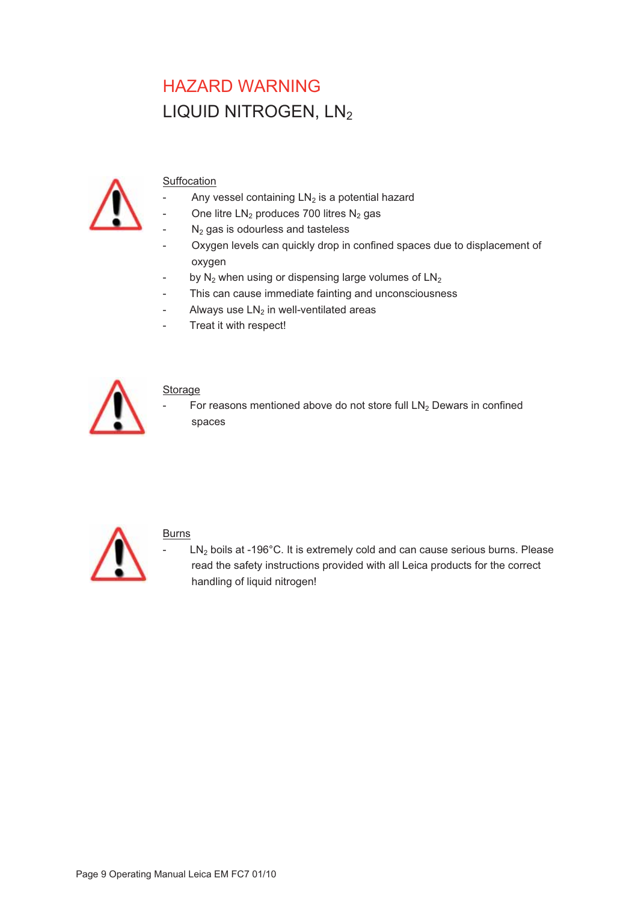# HAZARD WARNING

## LIQUID NITROGEN, $LN_2$

Suffocation

- Any vessel containing $LN_2$ is a potential hazard
- One litre $LN_2$ produces 700 litres $N_2$ gas
- $N_2$ gas is odourless and tasteless
- Oxygen levels can quickly drop in confined spaces due to displacement of oxygen
- by $N_2$ when using or dispensing large volumes of $LN_2$
- This can cause immediate fainting and unconsciousness
- Always use $LN_2$ in well-ventilated areas
- Treat it with respect!

Storage

- For reasons mentioned above do not store full $LN_2$ Dewars in confined spaces

Burns

- $LN_2$ boils at -196°C. It is extremely cold and can cause serious burns. Please read the safety instructions provided with all Leica products for the correct handling of liquid nitrogen!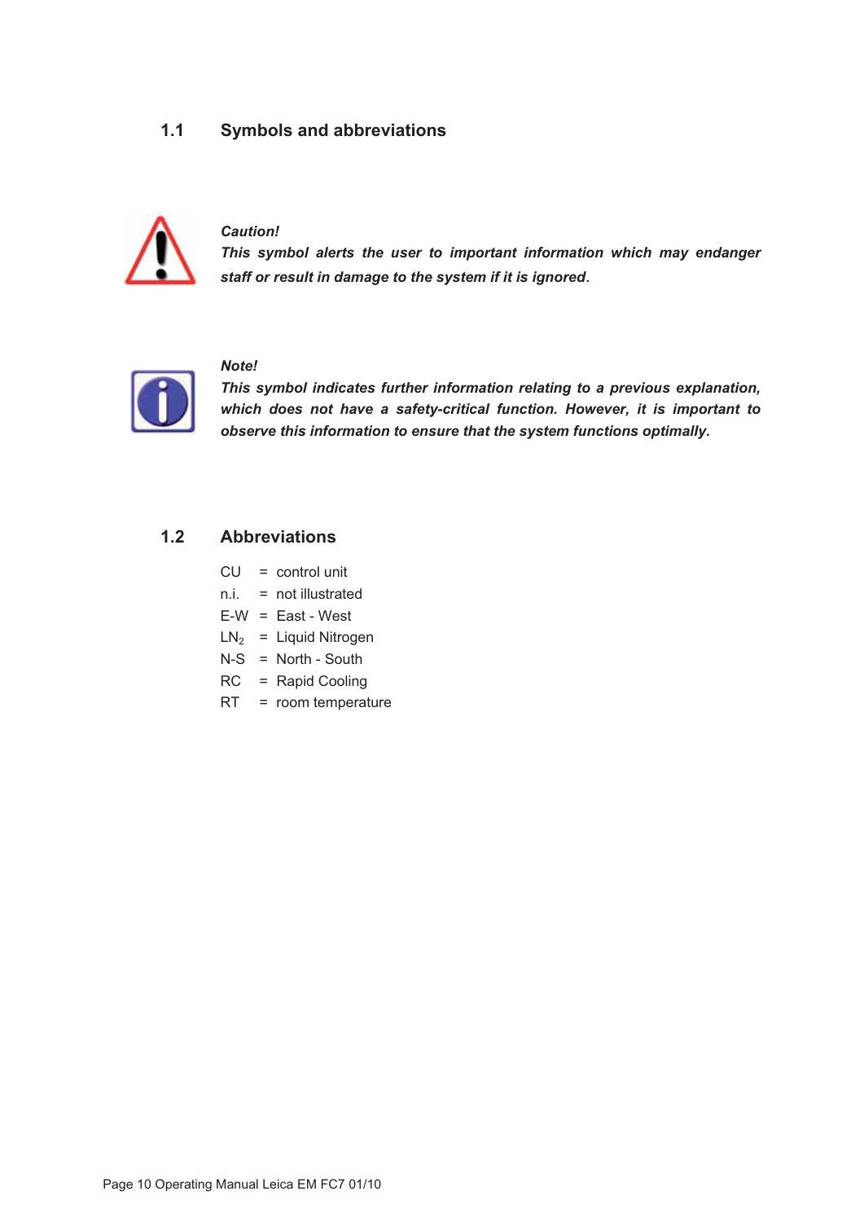## 1.1 Symbols and abbreviations

***Caution!***
***This symbol alerts the user to important information which may endanger staff or result in damage to the system if it is ignored***.

***Note!***
***This symbol indicates further information relating to a previous explanation, which does not have a safety-critical function. However, it is important to observe this information to ensure that the system functions optimally.***

## 1.2 Abbreviations

CU = control unit
n.i. = not illustrated
E-W = East - West
$LN_2$ = Liquid Nitrogen
N-S = North - South
RC = Rapid Cooling
RT = room temperature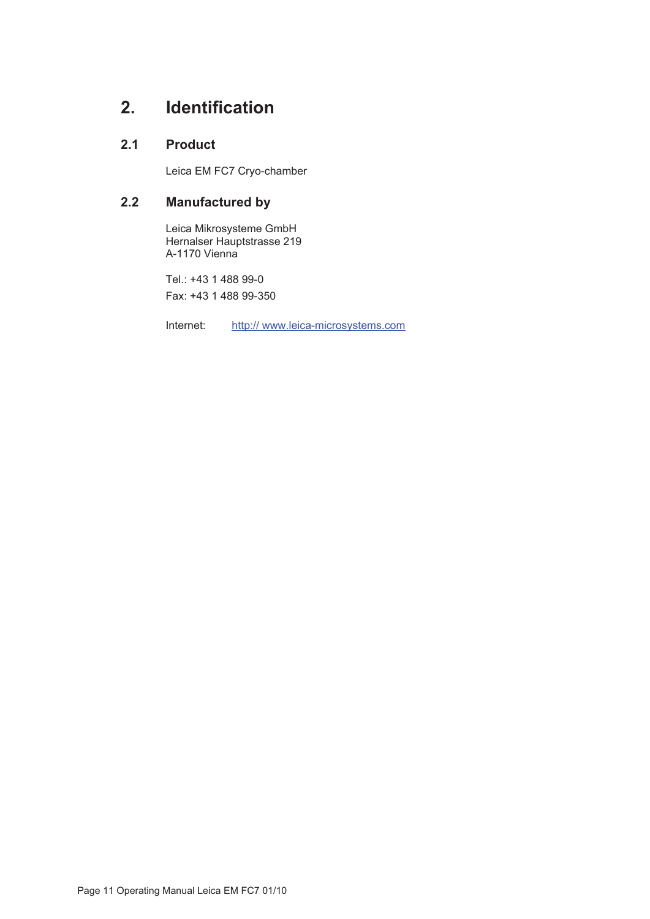# 2. Identification

## 2.1 Product

Leica EM FC7 Cryo-chamber

## 2.2 Manufactured by

Leica Mikrosysteme GmbH
Hernalser Hauptstrasse 219
A-1170 Vienna

Tel.: +43 1 488 99-0
Fax: +43 1 488 99-350

Internet: http:// www.leica-microsystems.com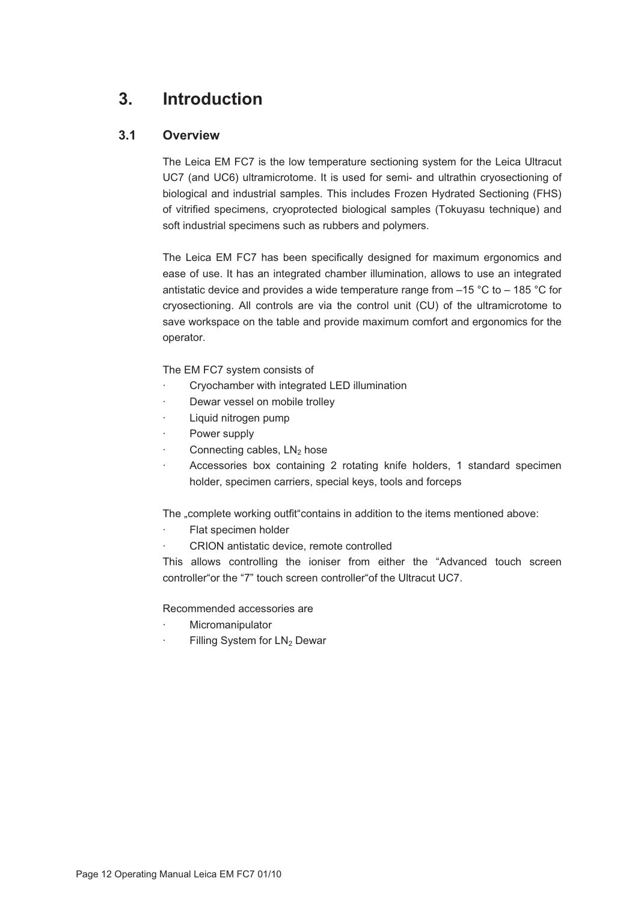# 3. Introduction

## 3.1 Overview

The Leica EM FC7 is the low temperature sectioning system for the Leica Ultracut UC7 (and UC6) ultramicrotome. It is used for semi- and ultrathin cryosectioning of biological and industrial samples. This includes Frozen Hydrated Sectioning (FHS) of vitrified specimens, cryoprotected biological samples (Tokuyasu technique) and soft industrial specimens such as rubbers and polymers.

The Leica EM FC7 has been specifically designed for maximum ergonomics and ease of use. It has an integrated chamber illumination, allows to use an integrated antistatic device and provides a wide temperature range from –15 °C to – 185 °C for cryosectioning. All controls are via the control unit (CU) of the ultramicrotome to save workspace on the table and provide maximum comfort and ergonomics for the operator.

The EM FC7 system consists of

- Cryochamber with integrated LED illumination
- Dewar vessel on mobile trolley
- Liquid nitrogen pump
- Power supply
- Connecting cables, $LN_2$ hose
- Accessories box containing 2 rotating knife holders, 1 standard specimen holder, specimen carriers, special keys, tools and forceps

The „complete working outfit"contains in addition to the items mentioned above:

- Flat specimen holder
- CRION antistatic device, remote controlled

This allows controlling the ioniser from either the "Advanced touch screen controller"or the "7" touch screen controller"of the Ultracut UC7.

Recommended accessories are

- Micromanipulator
- Filling System for $LN_2$ Dewar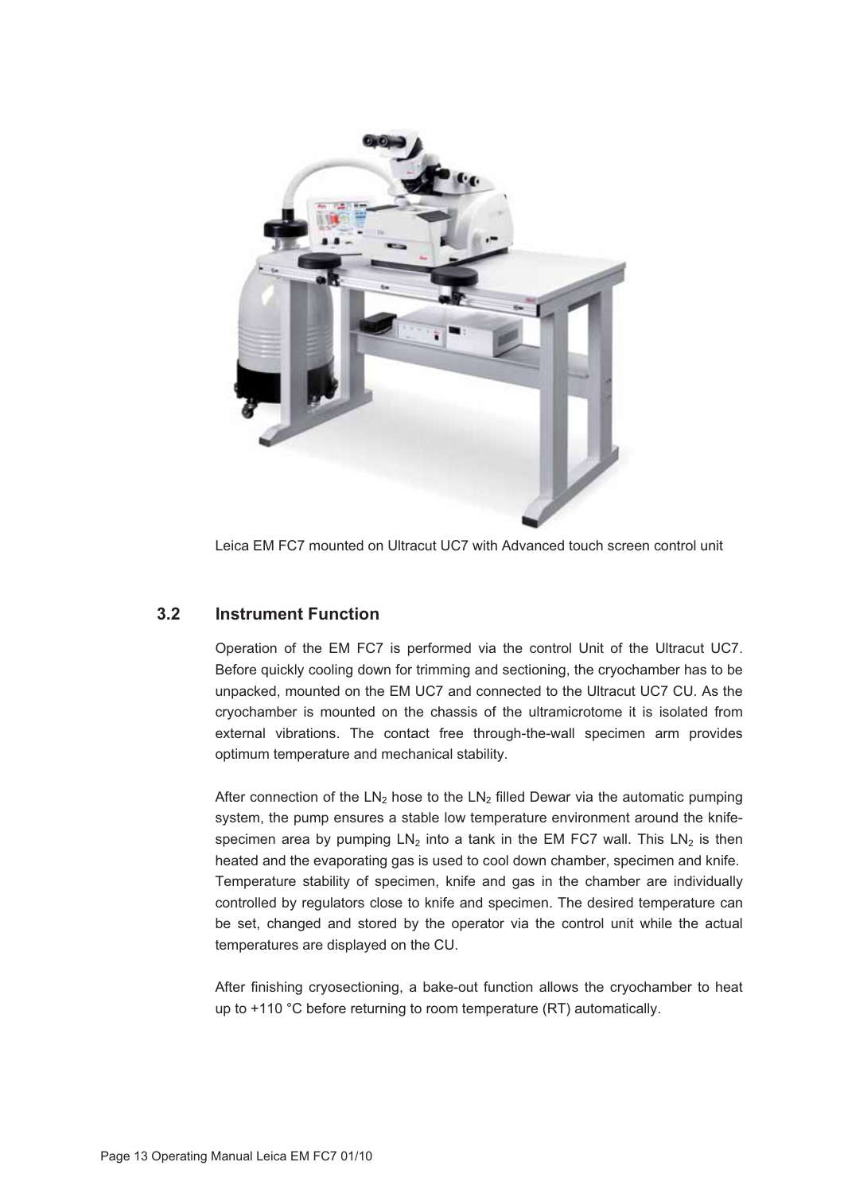Leica EM FC7 mounted on Ultracut UC7 with Advanced touch screen control unit

## 3.2 Instrument Function

Operation of the EM FC7 is performed via the control Unit of the Ultracut UC7. Before quickly cooling down for trimming and sectioning, the cryochamber has to be unpacked, mounted on the EM UC7 and connected to the Ultracut UC7 CU. As the cryochamber is mounted on the chassis of the ultramicrotome it is isolated from external vibrations. The contact free through-the-wall specimen arm provides optimum temperature and mechanical stability.

After connection of the $LN_2$ hose to the $LN_2$ filled Dewar via the automatic pumping system, the pump ensures a stable low temperature environment around the knife-specimen area by pumping $LN_2$ into a tank in the EM FC7 wall. This $LN_2$ is then heated and the evaporating gas is used to cool down chamber, specimen and knife. Temperature stability of specimen, knife and gas in the chamber are individually controlled by regulators close to knife and specimen. The desired temperature can be set, changed and stored by the operator via the control unit while the actual temperatures are displayed on the CU.

After finishing cryosectioning, a bake-out function allows the cryochamber to heat up to +110 °C before returning to room temperature (RT) automatically.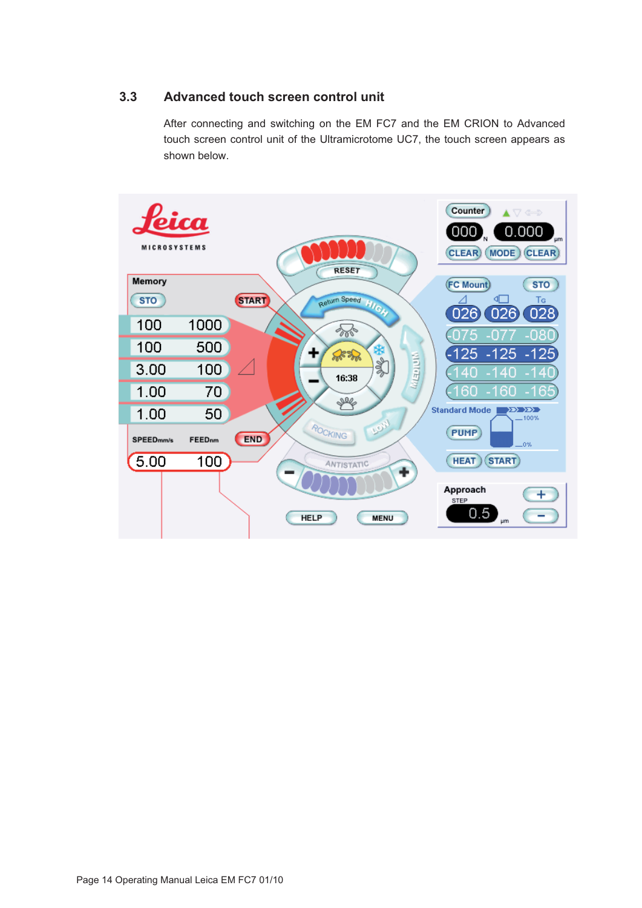## 3.3 Advanced touch screen control unit

After connecting and switching on the EM FC7 and the EM CRION to Advanced touch screen control unit of the Ultramicrotome UC7, the touch screen appears as shown below.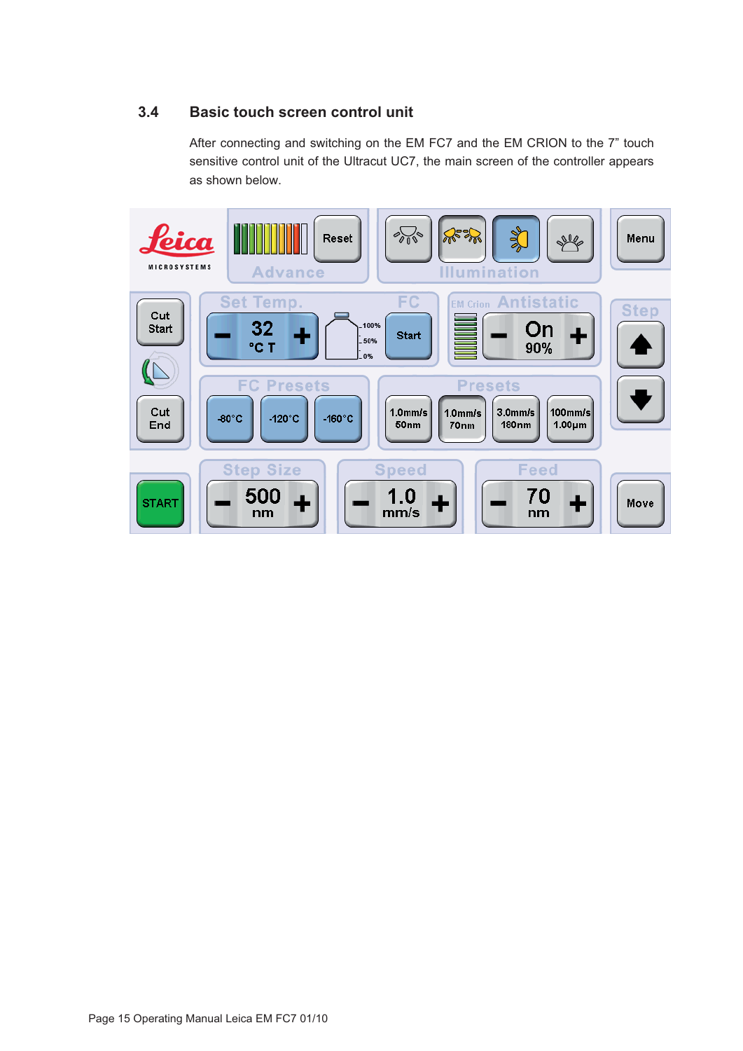## 3.4 Basic touch screen control unit

After connecting and switching on the EM FC7 and the EM CRION to the 7" touch sensitive control unit of the Ultracut UC7, the main screen of the controller appears as shown below.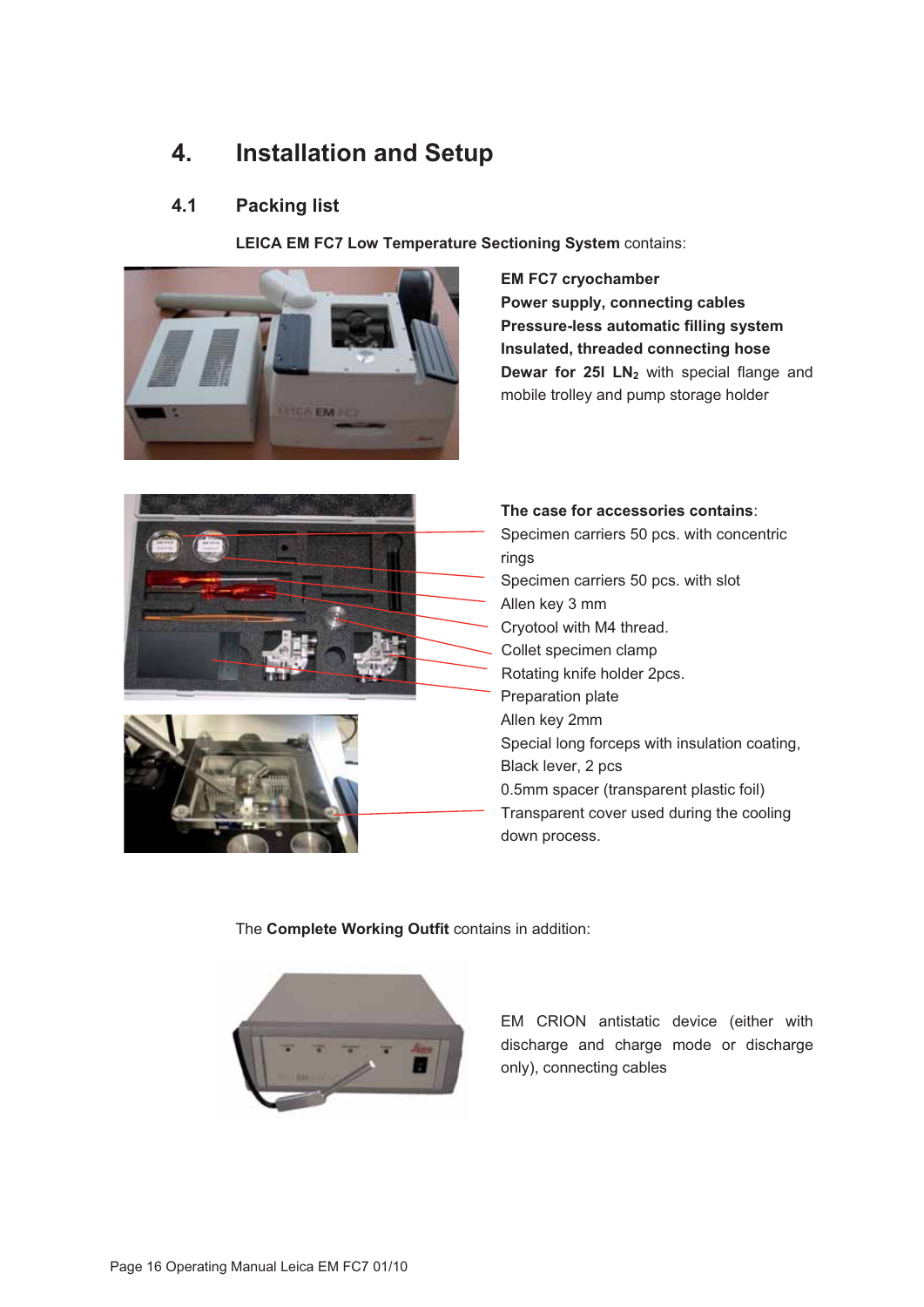# 4. Installation and Setup

## 4.1 Packing list

**LEICA EM FC7 Low Temperature Sectioning System** contains:

**EM FC7 cryochamber**
**Power supply, connecting cables**
**Pressure-less automatic filling system**
**Insulated, threaded connecting hose**
**Dewar for 25l $LN_2$** with special flange and mobile trolley and pump storage holder

**The case for accessories contains**:
Specimen carriers 50 pcs. with concentric rings
Specimen carriers 50 pcs. with slot
Allen key 3 mm
Cryotool with M4 thread.
Collet specimen clamp
Rotating knife holder 2pcs.
Preparation plate
Allen key 2mm
Special long forceps with insulation coating,
Black lever, 2 pcs
0.5mm spacer (transparent plastic foil)
Transparent cover used during the cooling down process.

The **Complete Working Outfit** contains in addition:

EM CRION antistatic device (either with discharge and charge mode or discharge only), connecting cables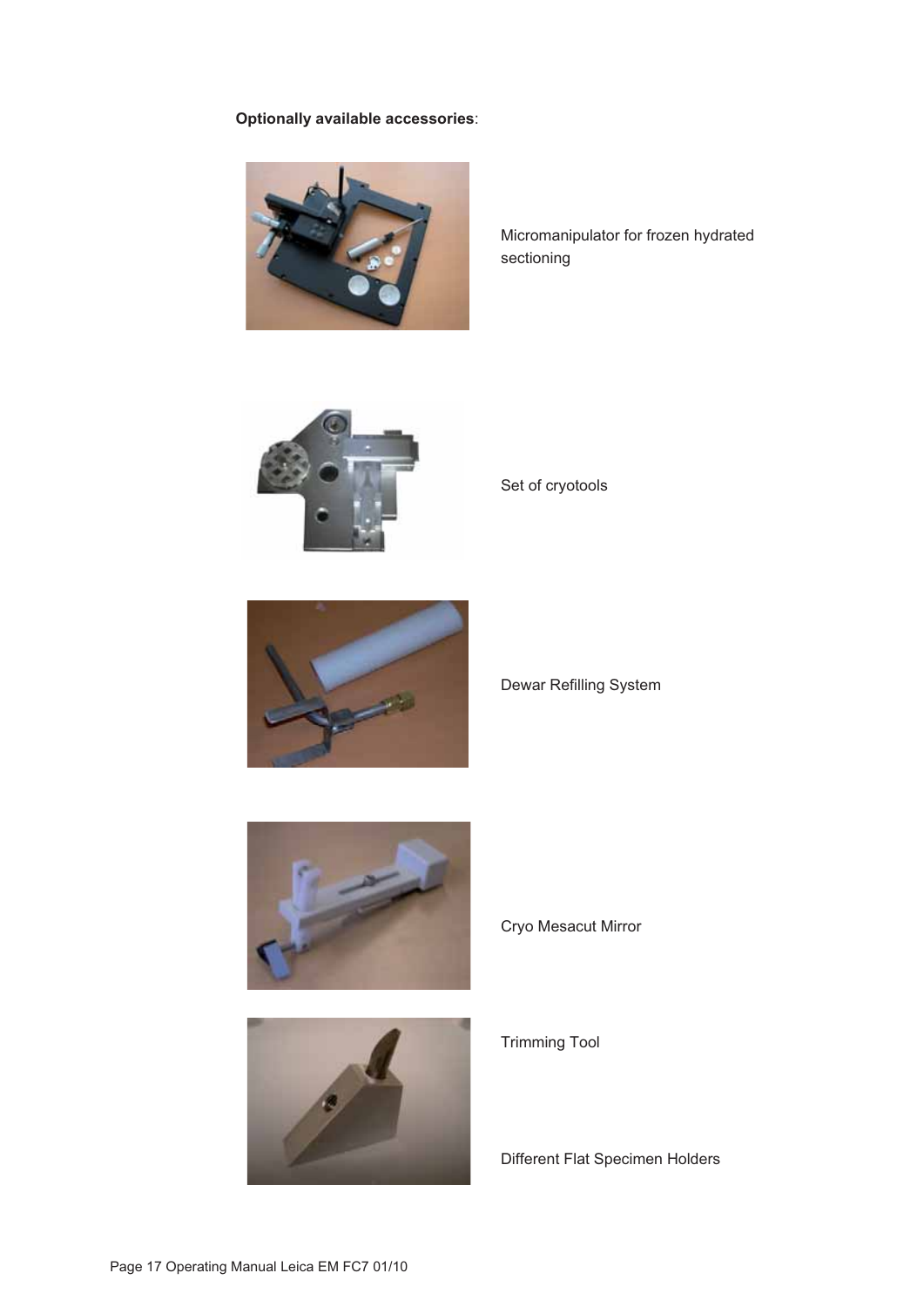**Optionally available accessories**:

Micromanipulator for frozen hydrated sectioning

Set of cryotools

Dewar Refilling System

Cryo Mesacut Mirror

Trimming Tool

Different Flat Specimen Holders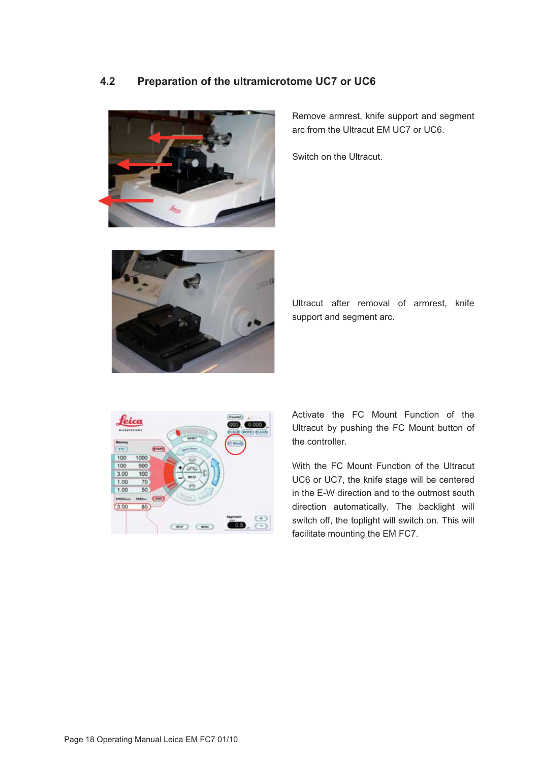## 4.2 Preparation of the ultramicrotome UC7 or UC6

Remove armrest, knife support and segment arc from the Ultracut EM UC7 or UC6.

Switch on the Ultracut.

Ultracut after removal of armrest, knife support and segment arc.

Activate the FC Mount Function of the Ultracut by pushing the FC Mount button of the controller.

With the FC Mount Function of the Ultracut UC6 or UC7, the knife stage will be centered in the E-W direction and to the outmost south direction automatically. The backlight will switch off, the toplight will switch on. This will facilitate mounting the EM FC7.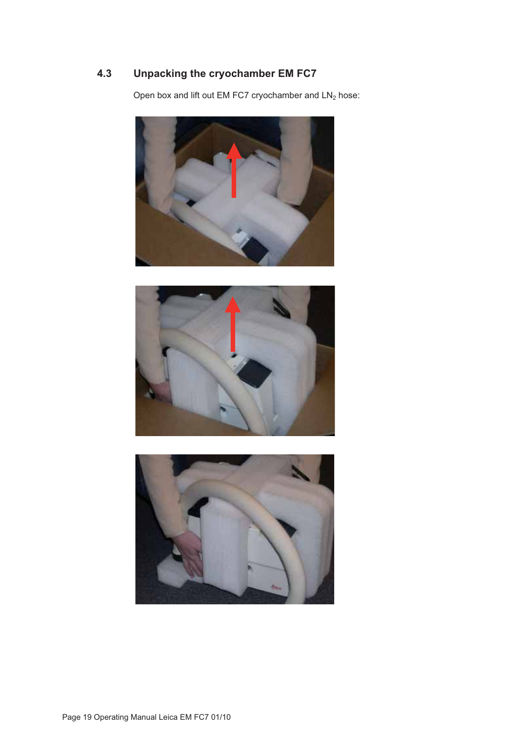## 4.3 Unpacking the cryochamber EM FC7

Open box and lift out EM FC7 cryochamber and $LN_2$ hose: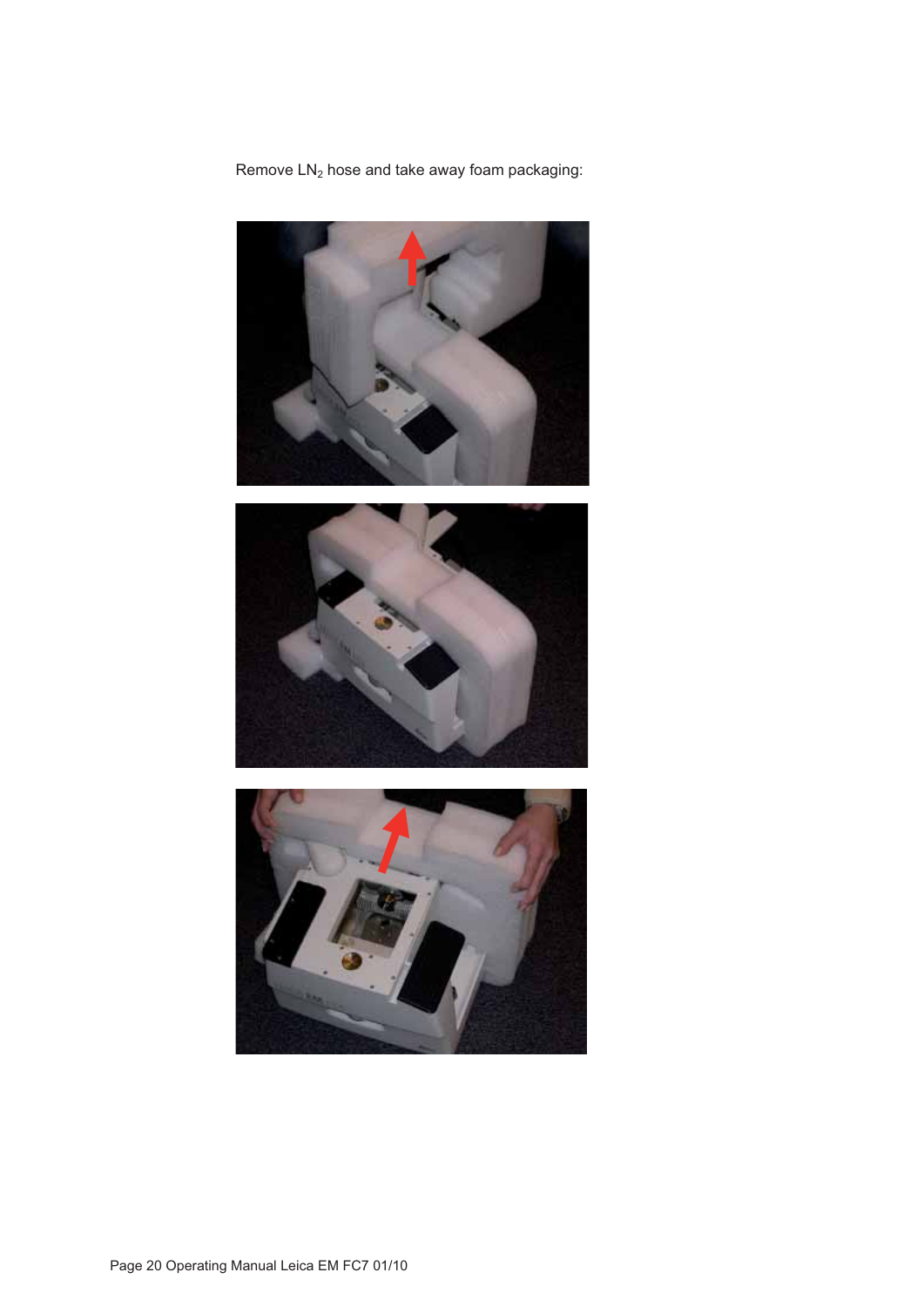Remove $LN_2$ hose and take away foam packaging: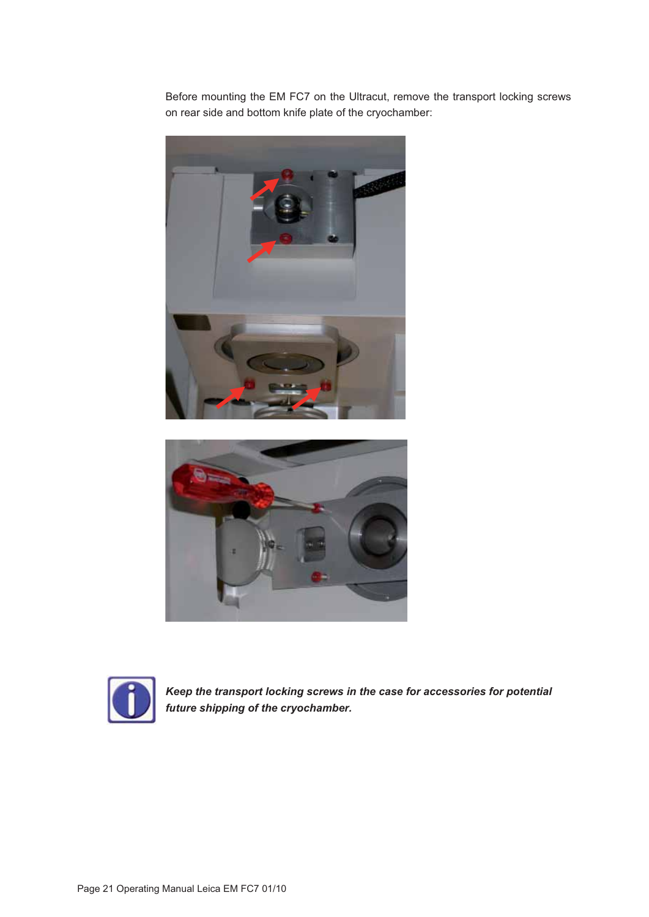Before mounting the EM FC7 on the Ultracut, remove the transport locking screws on rear side and bottom knife plate of the cryochamber:

***Keep the transport locking screws in the case for accessories for potential future shipping of the cryochamber.***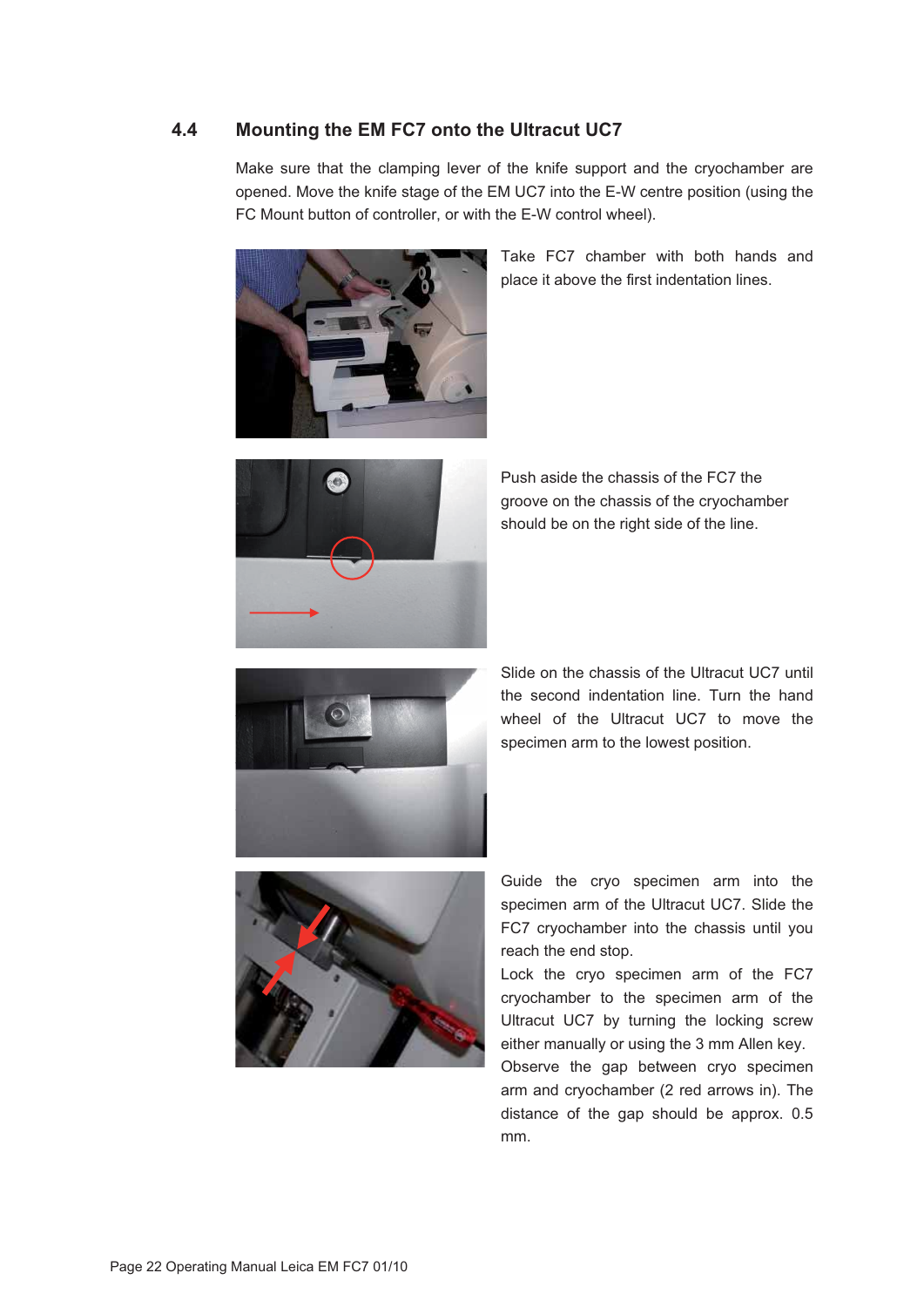## 4.4 Mounting the EM FC7 onto the Ultracut UC7

Make sure that the clamping lever of the knife support and the cryochamber are opened. Move the knife stage of the EM UC7 into the E-W centre position (using the FC Mount button of controller, or with the E-W control wheel).

Take FC7 chamber with both hands and place it above the first indentation lines.

Push aside the chassis of the FC7 the groove on the chassis of the cryochamber should be on the right side of the line.

Slide on the chassis of the Ultracut UC7 until the second indentation line. Turn the hand wheel of the Ultracut UC7 to move the specimen arm to the lowest position.

Guide the cryo specimen arm into the specimen arm of the Ultracut UC7. Slide the FC7 cryochamber into the chassis until you reach the end stop.

Lock the cryo specimen arm of the FC7 cryochamber to the specimen arm of the Ultracut UC7 by turning the locking screw either manually or using the 3 mm Allen key.

Observe the gap between cryo specimen arm and cryochamber (2 red arrows in). The distance of the gap should be approx. 0.5 mm.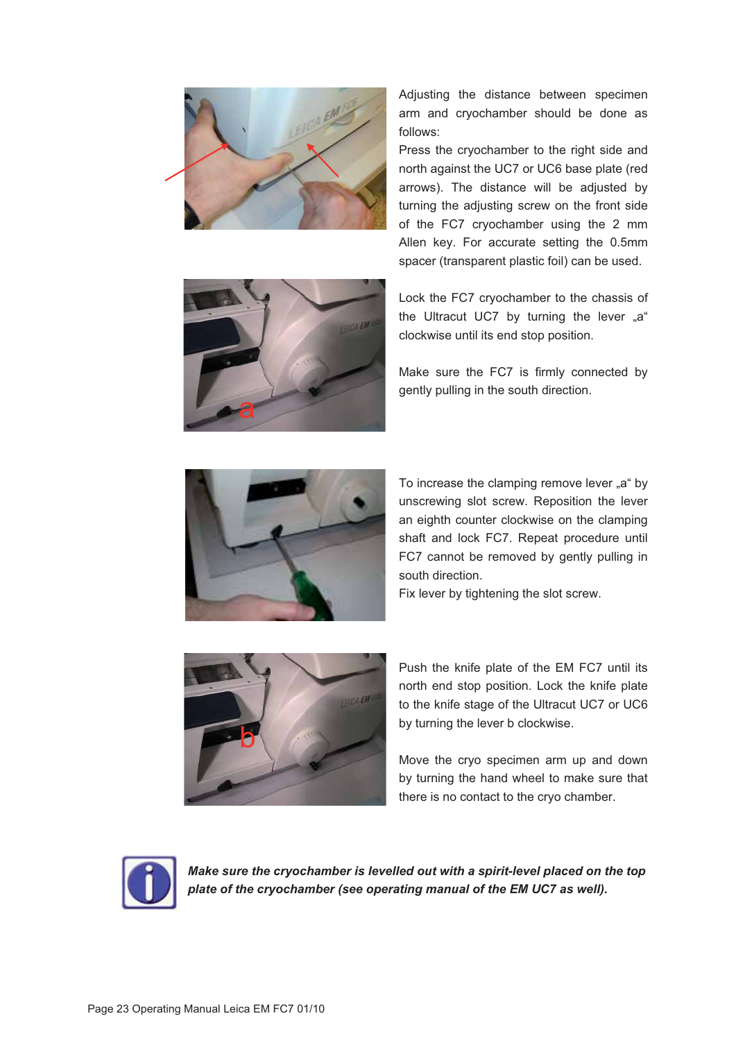Adjusting the distance between specimen arm and cryochamber should be done as follows:

Press the cryochamber to the right side and north against the UC7 or UC6 base plate (red arrows). The distance will be adjusted by turning the adjusting screw on the front side of the FC7 cryochamber using the 2 mm Allen key. For accurate setting the 0.5mm spacer (transparent plastic foil) can be used.

Lock the FC7 cryochamber to the chassis of the Ultracut UC7 by turning the lever „a" clockwise until its end stop position.

Make sure the FC7 is firmly connected by gently pulling in the south direction.

To increase the clamping remove lever „a" by unscrewing slot screw. Reposition the lever an eighth counter clockwise on the clamping shaft and lock FC7. Repeat procedure until FC7 cannot be removed by gently pulling in south direction.

Fix lever by tightening the slot screw.

Push the knife plate of the EM FC7 until its north end stop position. Lock the knife plate to the knife stage of the Ultracut UC7 or UC6 by turning the lever b clockwise.

Move the cryo specimen arm up and down by turning the hand wheel to make sure that there is no contact to the cryo chamber.

***Make sure the cryochamber is levelled out with a spirit-level placed on the top plate of the cryochamber (see operating manual of the EM UC7 as well).***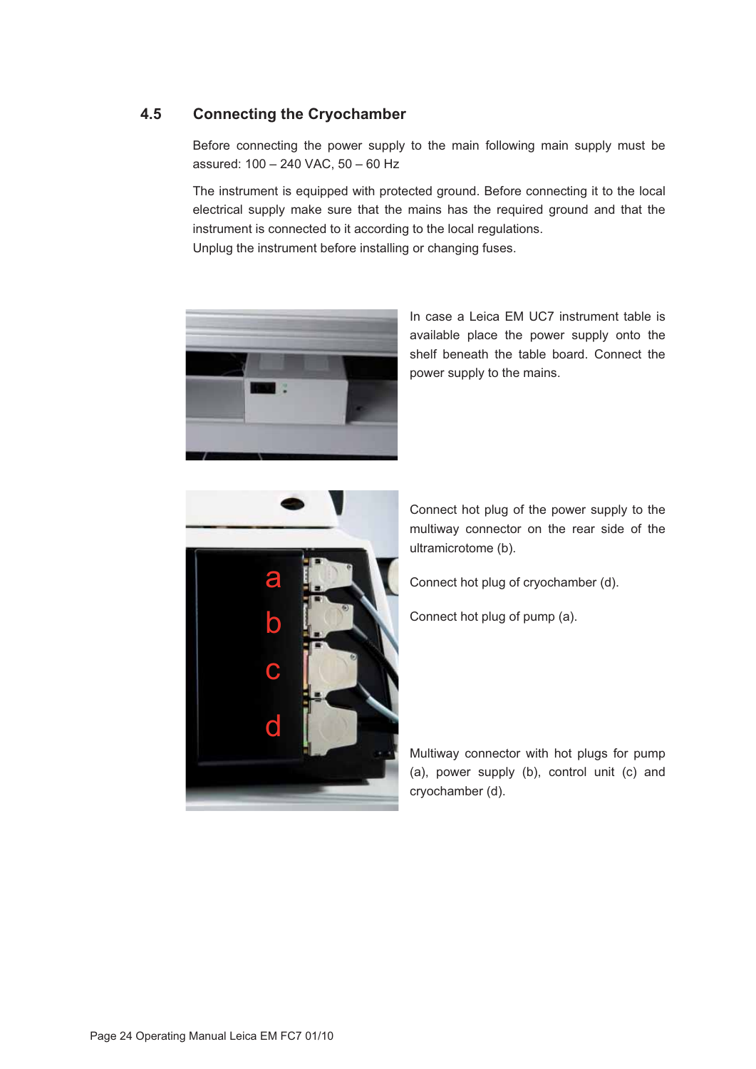## 4.5 Connecting the Cryochamber

Before connecting the power supply to the main following main supply must be assured: 100 – 240 VAC, 50 – 60 Hz

The instrument is equipped with protected ground. Before connecting it to the local electrical supply make sure that the mains has the required ground and that the instrument is connected to it according to the local regulations.
Unplug the instrument before installing or changing fuses.

In case a Leica EM UC7 instrument table is available place the power supply onto the shelf beneath the table board. Connect the power supply to the mains.

Connect hot plug of the power supply to the multiway connector on the rear side of the ultramicrotome (b).

Connect hot plug of cryochamber (d).

Connect hot plug of pump (a).

Multiway connector with hot plugs for pump (a), power supply (b), control unit (c) and cryochamber (d).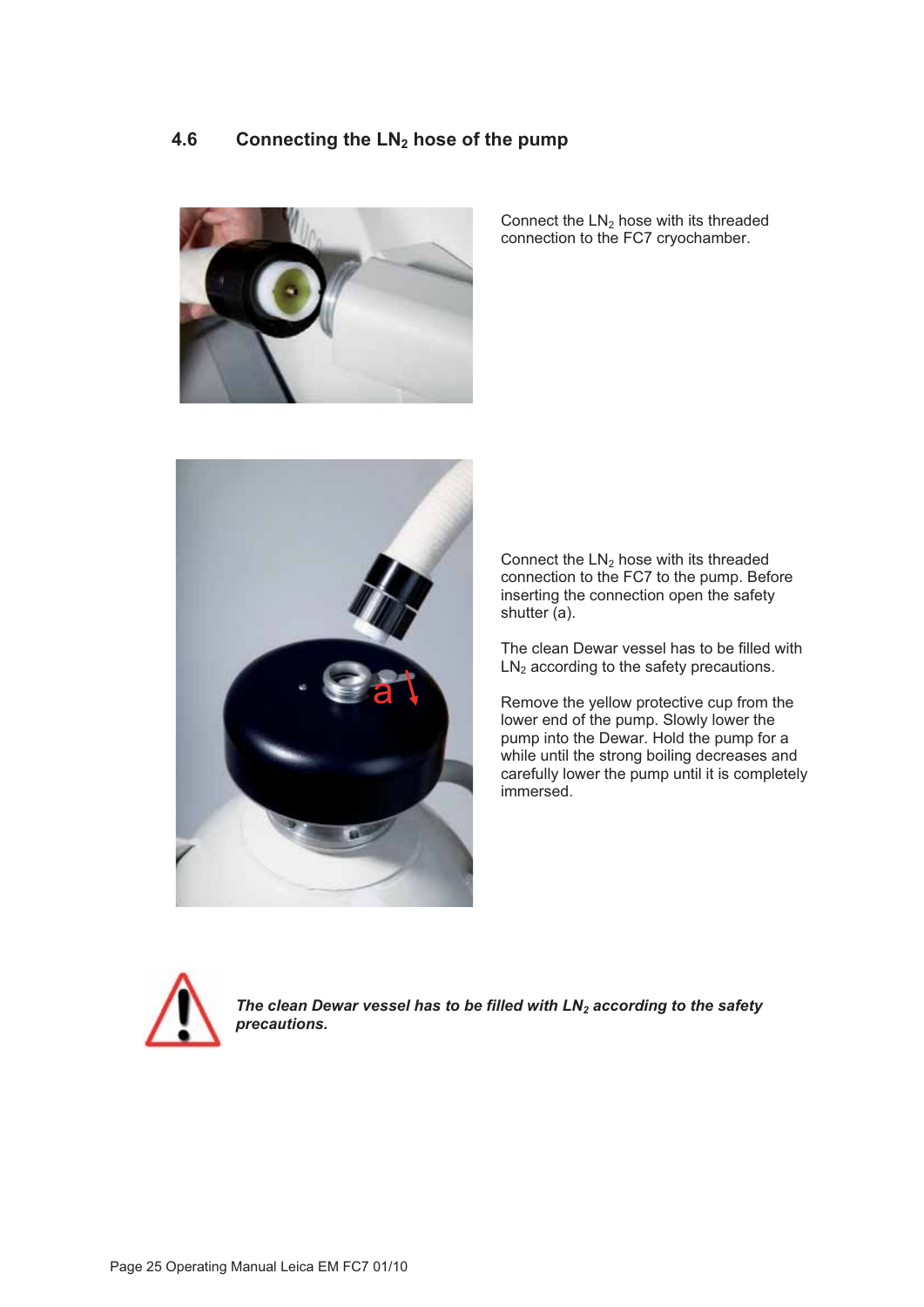## 4.6 Connecting the $LN_2$ hose of the pump

Connect the $LN_2$ hose with its threaded connection to the FC7 cryochamber.

Connect the $LN_2$ hose with its threaded connection to the FC7 to the pump. Before inserting the connection open the safety shutter (a).

The clean Dewar vessel has to be filled with $LN_2$ according to the safety precautions.

Remove the yellow protective cup from the lower end of the pump. Slowly lower the pump into the Dewar. Hold the pump for a while until the strong boiling decreases and carefully lower the pump until it is completely immersed.

***The clean Dewar vessel has to be filled with $LN_2$ according to the safety precautions.***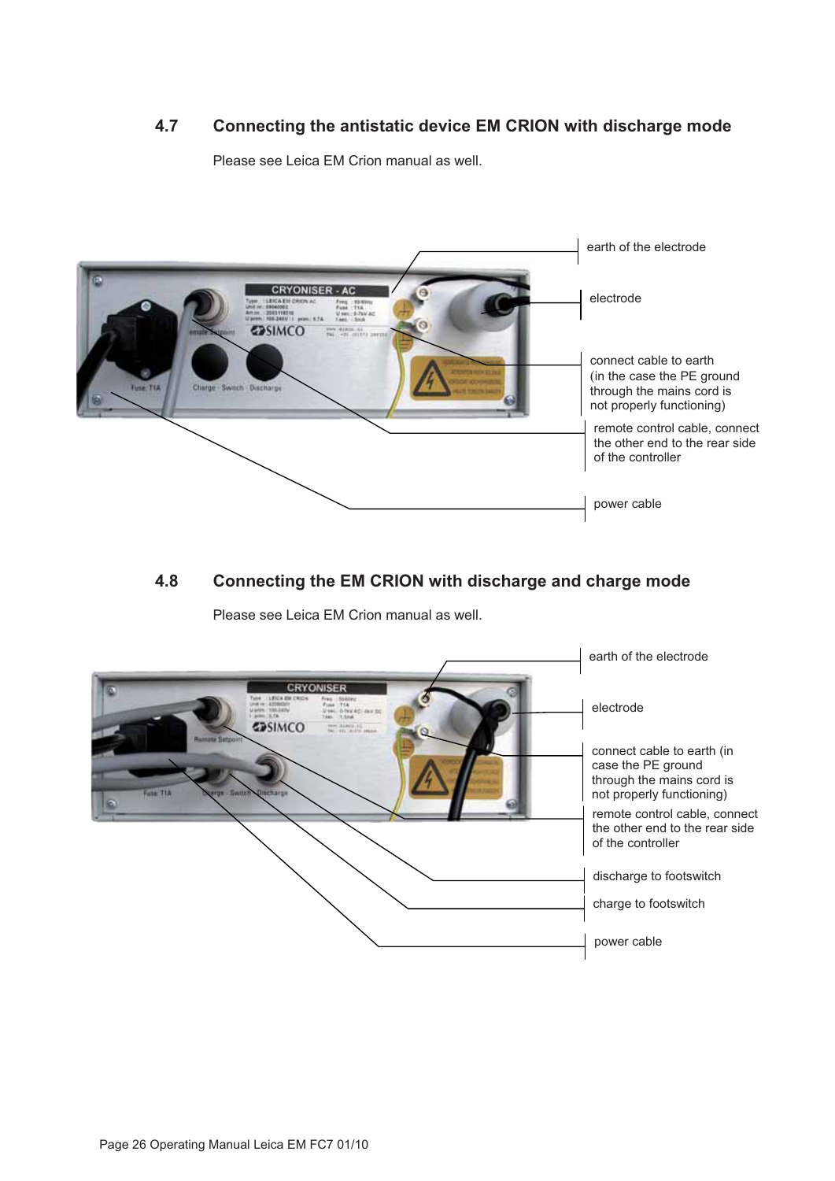## 4.7 Connecting the antistatic device EM CRION with discharge mode

Please see Leica EM Crion manual as well.

earth of the electrode

electrode

connect cable to earth (in the case the PE ground through the mains cord is not properly functioning)

remote control cable, connect the other end to the rear side of the controller

power cable

## 4.8 Connecting the EM CRION with discharge and charge mode

Please see Leica EM Crion manual as well.

earth of the electrode

electrode

connect cable to earth (in case the PE ground through the mains cord is not properly functioning)

remote control cable, connect the other end to the rear side of the controller

discharge to footswitch

charge to footswitch

power cable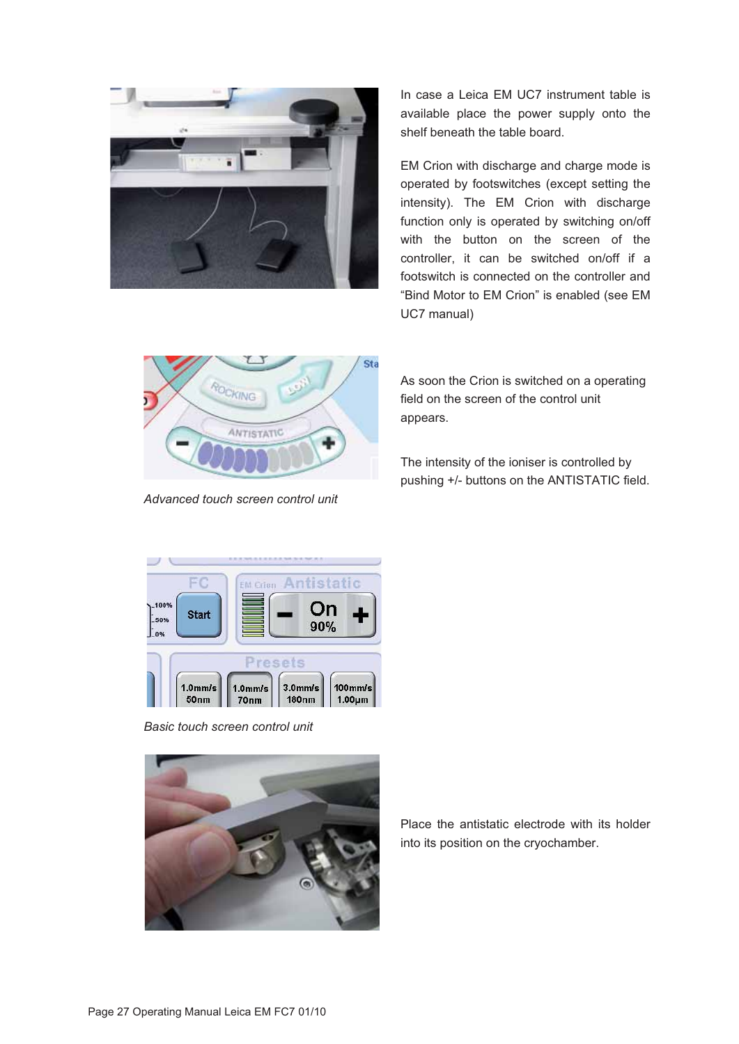In case a Leica EM UC7 instrument table is available place the power supply onto the shelf beneath the table board.

EM Crion with discharge and charge mode is operated by footswitches (except setting the intensity). The EM Crion with discharge function only is operated by switching on/off with the button on the screen of the controller, it can be switched on/off if a footswitch is connected on the controller and “Bind Motor to EM Crion” is enabled (see EM UC7 manual)

*Advanced touch screen control unit*

As soon the Crion is switched on a operating field on the screen of the control unit appears.

The intensity of the ioniser is controlled by pushing +/- buttons on the ANTISTATIC field.

*Basic touch screen control unit*

Place the antistatic electrode with its holder into its position on the cryochamber.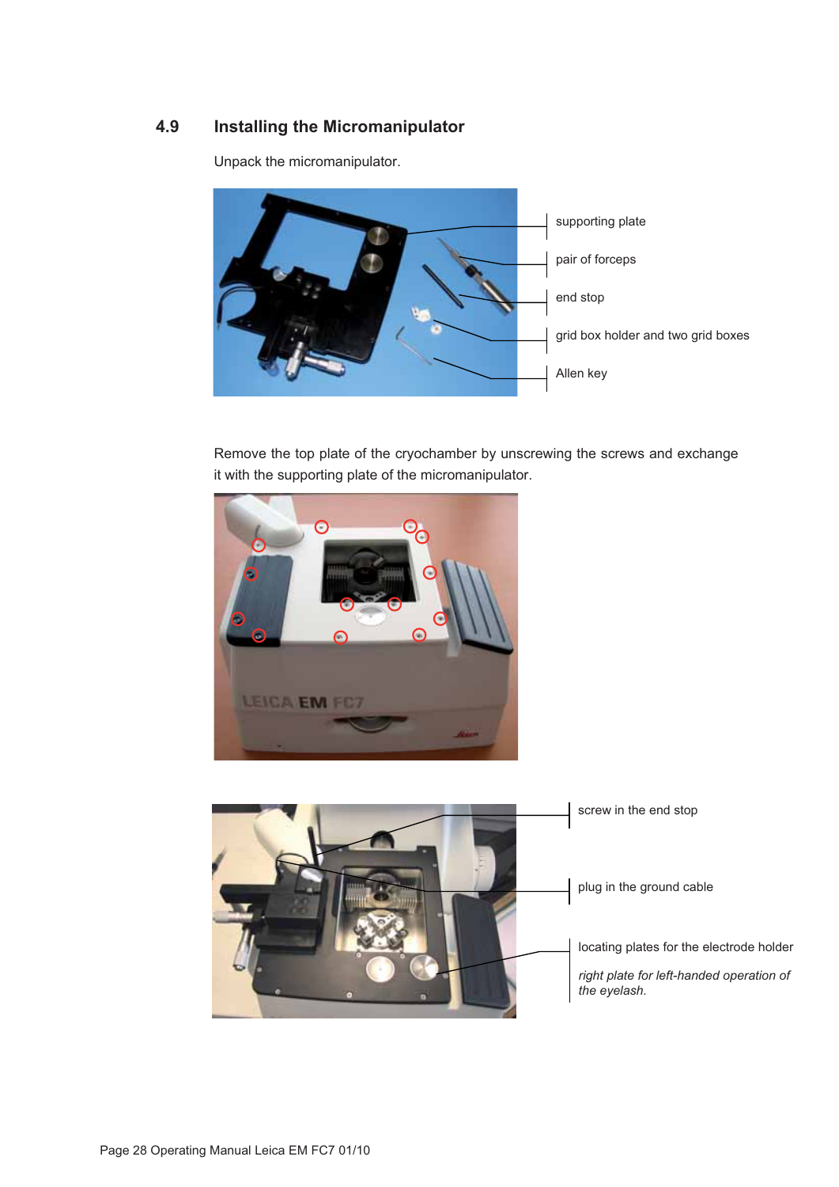## 4.9 Installing the Micromanipulator

Unpack the micromanipulator.

supporting plate

pair of forceps

end stop

grid box holder and two grid boxes

Allen key

Remove the top plate of the cryochamber by unscrewing the screws and exchange it with the supporting plate of the micromanipulator.

screw in the end stop

plug in the ground cable

locating plates for the electrode holder

*right plate for left-handed operation of the eyelash.*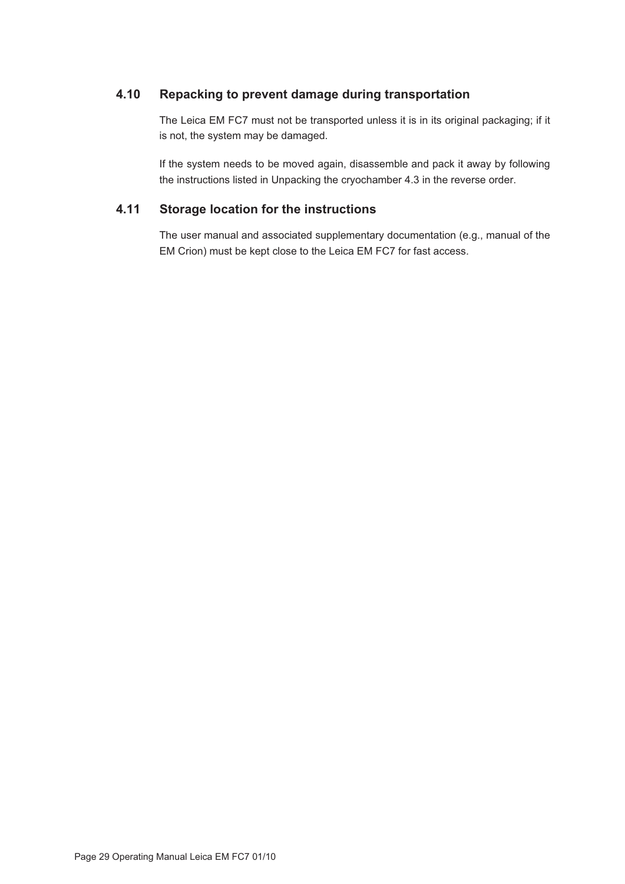## 4.10 Repacking to prevent damage during transportation

The Leica EM FC7 must not be transported unless it is in its original packaging; if it is not, the system may be damaged.

If the system needs to be moved again, disassemble and pack it away by following the instructions listed in Unpacking the cryochamber 4.3 in the reverse order.

## 4.11 Storage location for the instructions

The user manual and associated supplementary documentation (e.g., manual of the EM Crion) must be kept close to the Leica EM FC7 for fast access.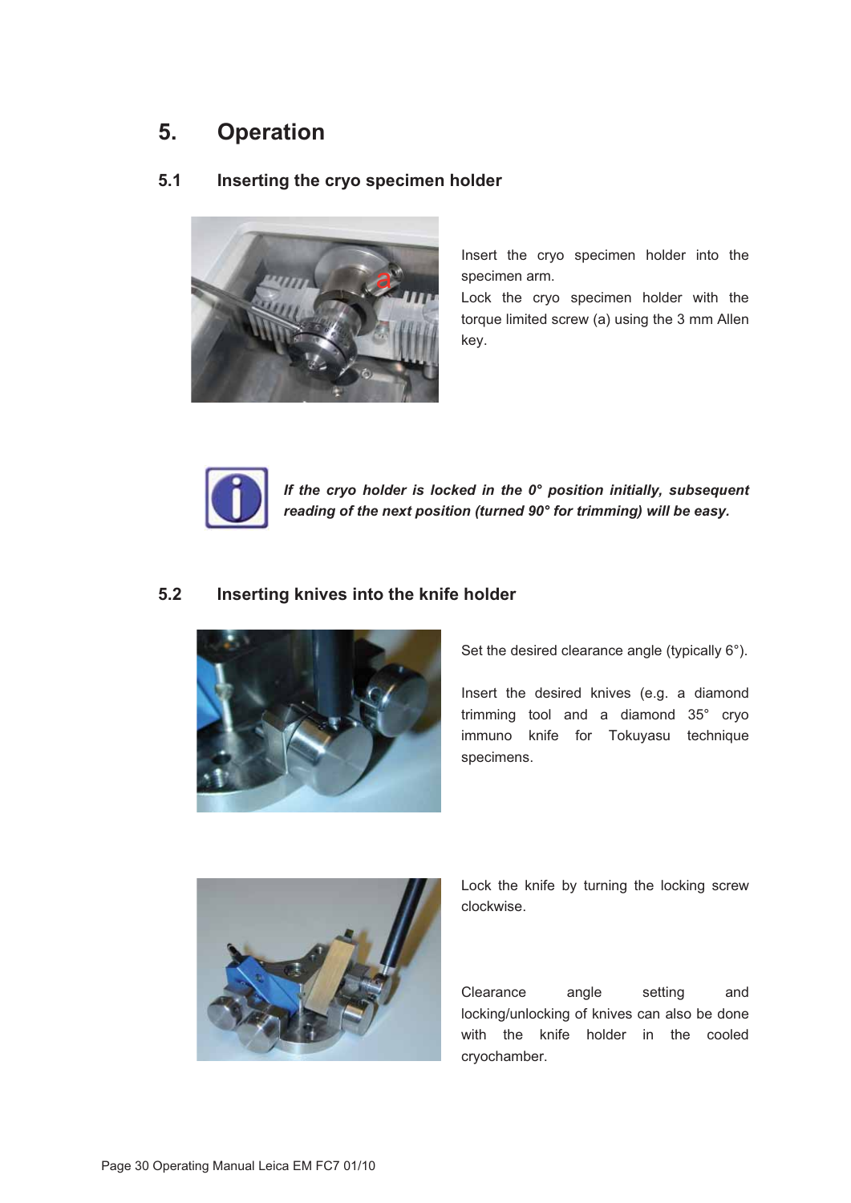# 5. Operation

## 5.1 Inserting the cryo specimen holder

Insert the cryo specimen holder into the specimen arm.
Lock the cryo specimen holder with the torque limited screw (a) using the 3 mm Allen key.

***If the cryo holder is locked in the 0° position initially, subsequent reading of the next position (turned 90° for trimming) will be easy.***

## 5.2 Inserting knives into the knife holder

Set the desired clearance angle (typically 6°).

Insert the desired knives (e.g. a diamond trimming tool and a diamond 35° cryo immuno knife for Tokuyasu technique specimens.

Lock the knife by turning the locking screw clockwise.

Clearance angle setting and locking/unlocking of knives can also be done with the knife holder in the cooled cryochamber.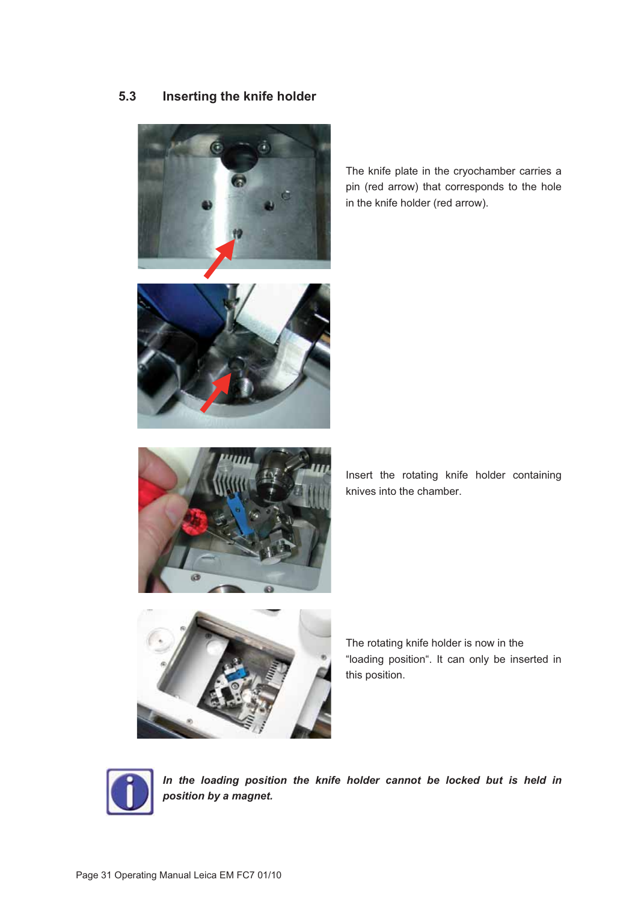## 5.3 Inserting the knife holder

The knife plate in the cryochamber carries a pin (red arrow) that corresponds to the hole in the knife holder (red arrow).

Insert the rotating knife holder containing knives into the chamber.

The rotating knife holder is now in the “loading position“. It can only be inserted in this position.

***In the loading position the knife holder cannot be locked but is held in position by a magnet.***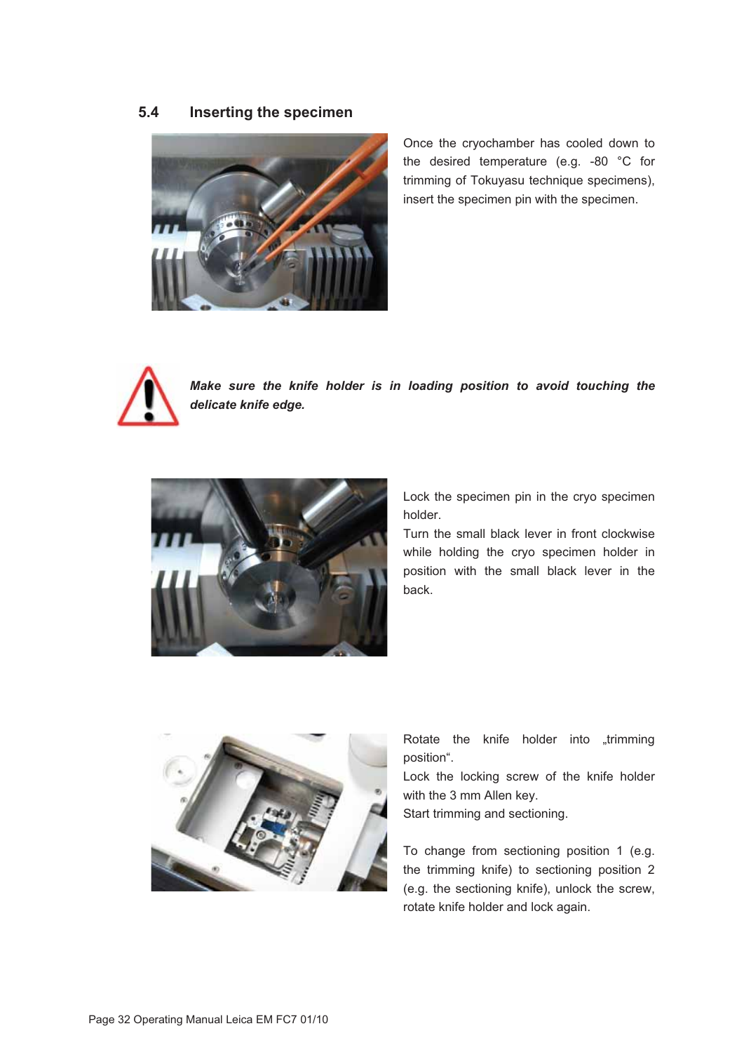## 5.4 Inserting the specimen

Once the cryochamber has cooled down to the desired temperature (e.g. -80 °C for trimming of Tokuyasu technique specimens), insert the specimen pin with the specimen.

***Make sure the knife holder is in loading position to avoid touching the delicate knife edge.***

Lock the specimen pin in the cryo specimen holder.
Turn the small black lever in front clockwise while holding the cryo specimen holder in position with the small black lever in the back.

Rotate the knife holder into „trimming position".
Lock the locking screw of the knife holder with the 3 mm Allen key.
Start trimming and sectioning.

To change from sectioning position 1 (e.g. the trimming knife) to sectioning position 2 (e.g. the sectioning knife), unlock the screw, rotate knife holder and lock again.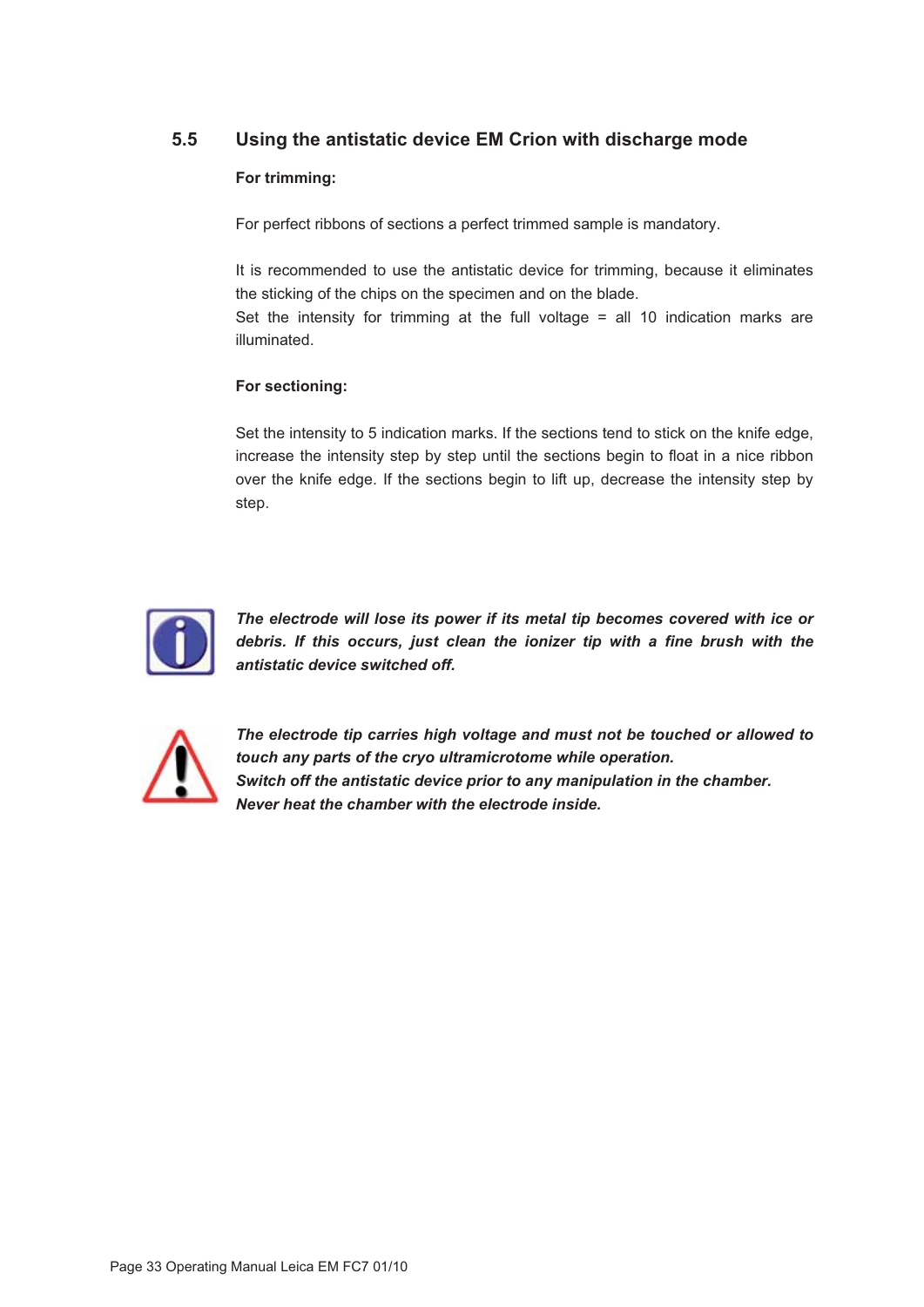## 5.5 Using the antistatic device EM Crion with discharge mode

**For trimming:**

For perfect ribbons of sections a perfect trimmed sample is mandatory.

It is recommended to use the antistatic device for trimming, because it eliminates the sticking of the chips on the specimen and on the blade.
Set the intensity for trimming at the full voltage = all 10 indication marks are illuminated.

**For sectioning:**

Set the intensity to 5 indication marks. If the sections tend to stick on the knife edge, increase the intensity step by step until the sections begin to float in a nice ribbon over the knife edge. If the sections begin to lift up, decrease the intensity step by step.

***The electrode will lose its power if its metal tip becomes covered with ice or debris. If this occurs, just clean the ionizer tip with a fine brush with the antistatic device switched off.***

***The electrode tip carries high voltage and must not be touched or allowed to touch any parts of the cryo ultramicrotome while operation.***
***Switch off the antistatic device prior to any manipulation in the chamber.***
***Never heat the chamber with the electrode inside.***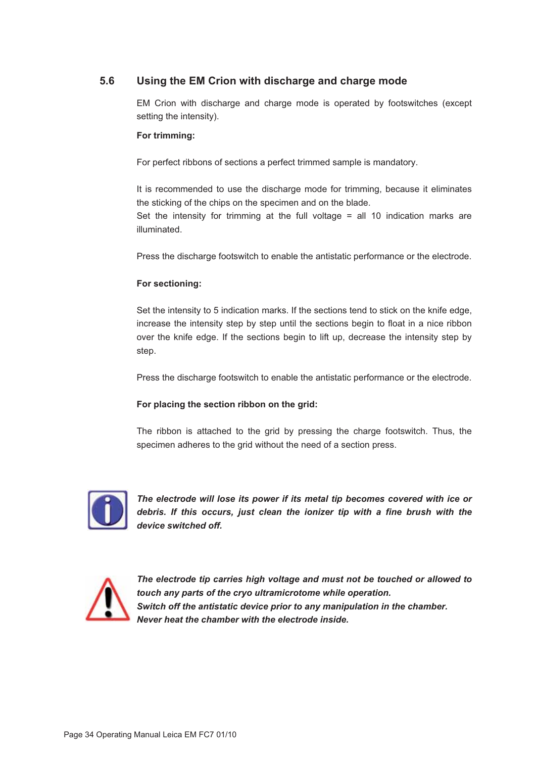## 5.6 Using the EM Crion with discharge and charge mode

EM Crion with discharge and charge mode is operated by footswitches (except setting the intensity).

**For trimming:**

For perfect ribbons of sections a perfect trimmed sample is mandatory.

It is recommended to use the discharge mode for trimming, because it eliminates the sticking of the chips on the specimen and on the blade.
Set the intensity for trimming at the full voltage = all 10 indication marks are illuminated.

Press the discharge footswitch to enable the antistatic performance or the electrode.

**For sectioning:**

Set the intensity to 5 indication marks. If the sections tend to stick on the knife edge, increase the intensity step by step until the sections begin to float in a nice ribbon over the knife edge. If the sections begin to lift up, decrease the intensity step by step.

Press the discharge footswitch to enable the antistatic performance or the electrode.

**For placing the section ribbon on the grid:**

The ribbon is attached to the grid by pressing the charge footswitch. Thus, the specimen adheres to the grid without the need of a section press.

***The electrode will lose its power if its metal tip becomes covered with ice or debris. If this occurs, just clean the ionizer tip with a fine brush with the device switched off.***

***The electrode tip carries high voltage and must not be touched or allowed to touch any parts of the cryo ultramicrotome while operation.***
***Switch off the antistatic device prior to any manipulation in the chamber.***
***Never heat the chamber with the electrode inside.***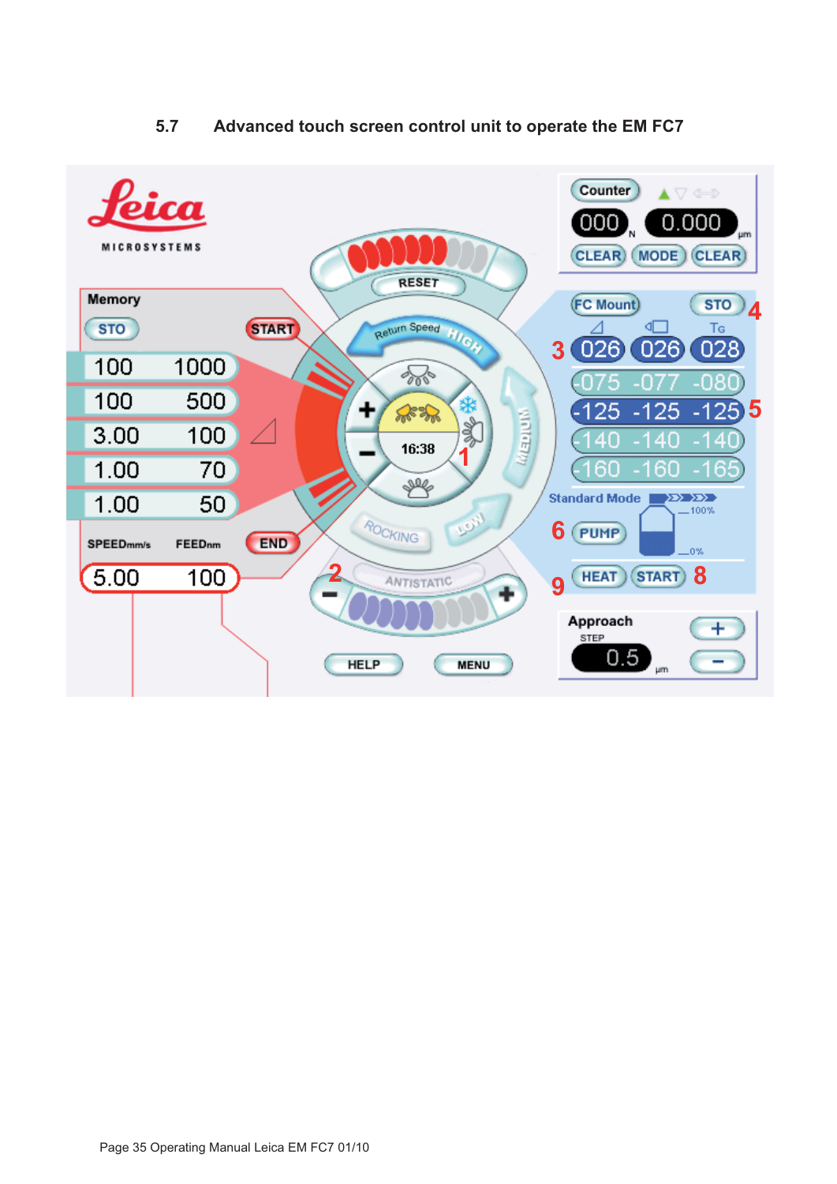## 5.7 Advanced touch screen control unit to operate the EM FC7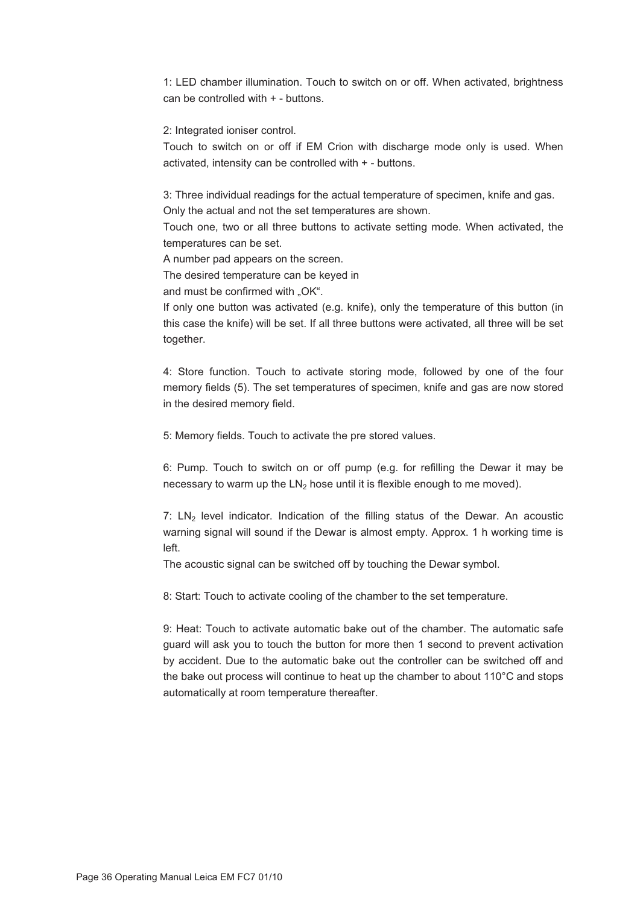1: LED chamber illumination. Touch to switch on or off. When activated, brightness can be controlled with + - buttons.

2: Integrated ioniser control.
Touch to switch on or off if EM Crion with discharge mode only is used. When activated, intensity can be controlled with + - buttons.

3: Three individual readings for the actual temperature of specimen, knife and gas.
Only the actual and not the set temperatures are shown.
Touch one, two or all three buttons to activate setting mode. When activated, the temperatures can be set.
A number pad appears on the screen.
The desired temperature can be keyed in
and must be confirmed with „OK".
If only one button was activated (e.g. knife), only the temperature of this button (in this case the knife) will be set. If all three buttons were activated, all three will be set together.

4: Store function. Touch to activate storing mode, followed by one of the four memory fields (5). The set temperatures of specimen, knife and gas are now stored in the desired memory field.

5: Memory fields. Touch to activate the pre stored values.

6: Pump. Touch to switch on or off pump (e.g. for refilling the Dewar it may be necessary to warm up the $LN_2$ hose until it is flexible enough to me moved).

7: $LN_2$ level indicator. Indication of the filling status of the Dewar. An acoustic warning signal will sound if the Dewar is almost empty. Approx. 1 h working time is left.
The acoustic signal can be switched off by touching the Dewar symbol.

8: Start: Touch to activate cooling of the chamber to the set temperature.

9: Heat: Touch to activate automatic bake out of the chamber. The automatic safe guard will ask you to touch the button for more then 1 second to prevent activation by accident. Due to the automatic bake out the controller can be switched off and the bake out process will continue to heat up the chamber to about 110°C and stops automatically at room temperature thereafter.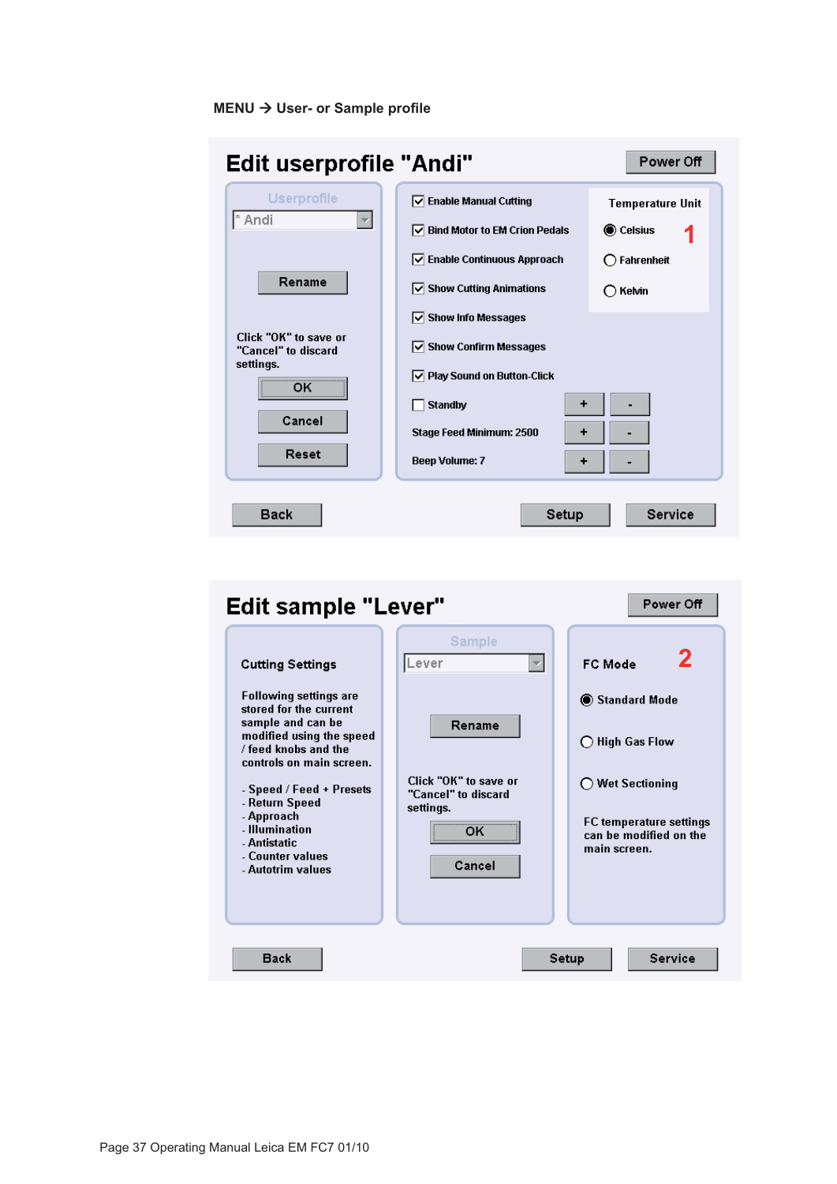**MENU → User- or Sample profile**

## Edit userprofile "Andi"

Power Off

Userprofile

* Andi

Rename

Click "OK" to save or "Cancel" to discard settings.

OK

Cancel

Reset

- [x] Enable Manual Cutting
- [x] Bind Motor to EM Crion Pedals
- [x] Enable Continuous Approach
- [x] Show Cutting Animations
- [x] Show Info Messages
- [x] Show Confirm Messages
- [x] Play Sound on Button-Click
- [ ] Standby

Stage Feed Minimum: 2500

Beep Volume: 7

Temperature Unit

- (●) Celsius
- ( ) Fahrenheit
- ( ) Kelvin

1

Back | Setup | Service

## Edit sample "Lever"

Power Off

**Cutting Settings**

Following settings are stored for the current sample and can be modified using the speed / feed knobs and the controls on main screen.

- Speed / Feed + Presets
- Return Speed
- Approach
- Illumination
- Antistatic
- Counter values
- Autotrim values

Sample

Lever

Rename

Click "OK" to save or "Cancel" to discard settings.

OK

Cancel

**FC Mode**

2

- (●) Standard Mode
- ( ) High Gas Flow
- ( ) Wet Sectioning

FC temperature settings can be modified on the main screen.

Back | Setup | Service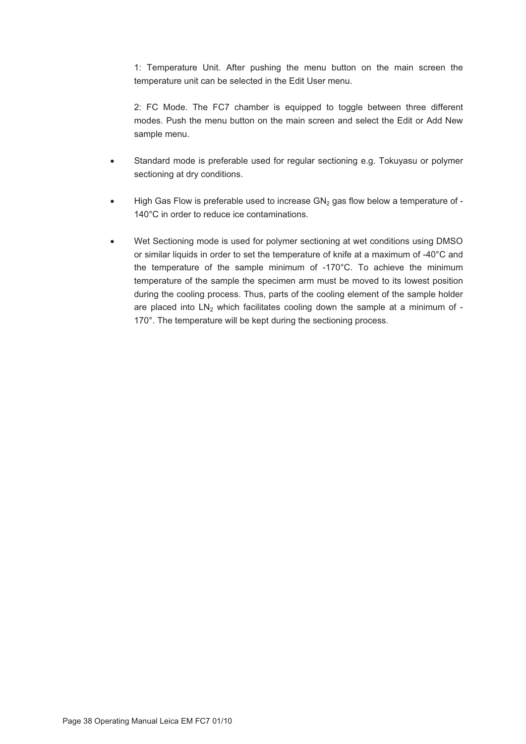1: Temperature Unit. After pushing the menu button on the main screen the temperature unit can be selected in the Edit User menu.

2: FC Mode. The FC7 chamber is equipped to toggle between three different modes. Push the menu button on the main screen and select the Edit or Add New sample menu.

- Standard mode is preferable used for regular sectioning e.g. Tokuyasu or polymer sectioning at dry conditions.
- High Gas Flow is preferable used to increase $GN_2$ gas flow below a temperature of -140°C in order to reduce ice contaminations.
- Wet Sectioning mode is used for polymer sectioning at wet conditions using DMSO or similar liquids in order to set the temperature of knife at a maximum of -40°C and the temperature of the sample minimum of -170°C. To achieve the minimum temperature of the sample the specimen arm must be moved to its lowest position during the cooling process. Thus, parts of the cooling element of the sample holder are placed into $LN_2$ which facilitates cooling down the sample at a minimum of -170°. The temperature will be kept during the sectioning process.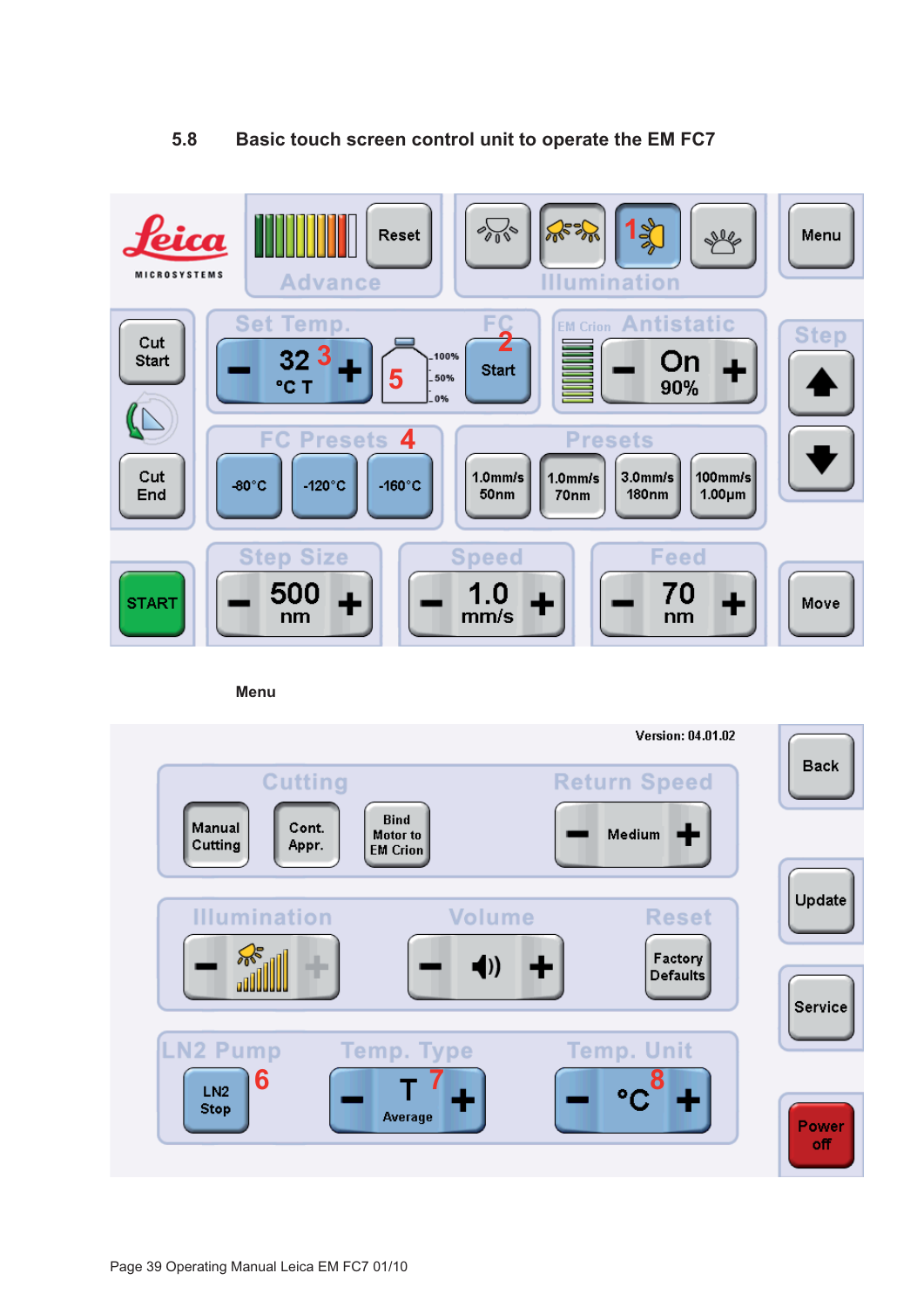## 5.8 Basic touch screen control unit to operate the EM FC7

Leica MICROSYSTEMS

Advance: Reset

Illumination: 1

Menu

Cut Start

Cut End

Set Temp.: − 32 °C T + (3)

(5) 100% / 50% / 0%

FC: Start (2)

EM Crion Antistatic: − On 90% +

Step: ▲ ▼

FC Presets (4): -80°C, -120°C, -160°C

Presets: 1.0mm/s 50nm, 1.0mm/s 70nm, 3.0mm/s 180nm, 100mm/s 1.00µm

START

Step Size: − 500 nm +

Speed: − 1.0 mm/s +

Feed: − 70 nm +

Move

**Menu**

Version: 04.01.02

Back

Cutting: Manual Cutting, Cont. Appr., Bind Motor to EM Crion

Return Speed: − Medium +

Update

Illumination: − +

Volume: − +

Reset: Factory Defaults

Service

LN2 Pump: LN2 Stop (6)

Temp. Type: − T Average + (7)

Temp. Unit: − °C + (8)

Power off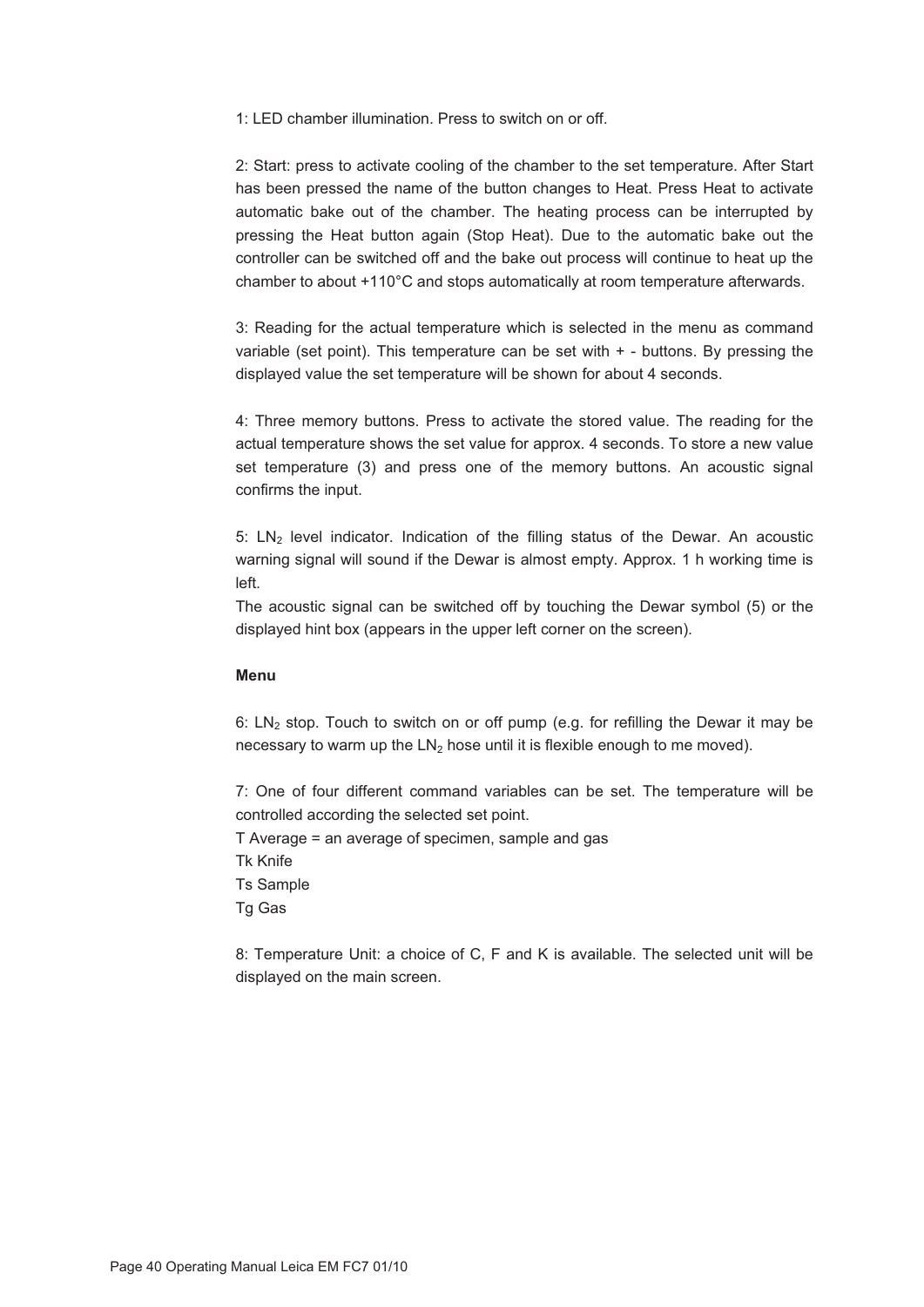1: LED chamber illumination. Press to switch on or off.

2: Start: press to activate cooling of the chamber to the set temperature. After Start has been pressed the name of the button changes to Heat. Press Heat to activate automatic bake out of the chamber. The heating process can be interrupted by pressing the Heat button again (Stop Heat). Due to the automatic bake out the controller can be switched off and the bake out process will continue to heat up the chamber to about +110°C and stops automatically at room temperature afterwards.

3: Reading for the actual temperature which is selected in the menu as command variable (set point). This temperature can be set with + - buttons. By pressing the displayed value the set temperature will be shown for about 4 seconds.

4: Three memory buttons. Press to activate the stored value. The reading for the actual temperature shows the set value for approx. 4 seconds. To store a new value set temperature (3) and press one of the memory buttons. An acoustic signal confirms the input.

5: $LN_2$ level indicator. Indication of the filling status of the Dewar. An acoustic warning signal will sound if the Dewar is almost empty. Approx. 1 h working time is left.
The acoustic signal can be switched off by touching the Dewar symbol (5) or the displayed hint box (appears in the upper left corner on the screen).

**Menu**

6: $LN_2$ stop. Touch to switch on or off pump (e.g. for refilling the Dewar it may be necessary to warm up the $LN_2$ hose until it is flexible enough to me moved).

7: One of four different command variables can be set. The temperature will be controlled according the selected set point.
T Average = an average of specimen, sample and gas
Tk Knife
Ts Sample
Tg Gas

8: Temperature Unit: a choice of C, F and K is available. The selected unit will be displayed on the main screen.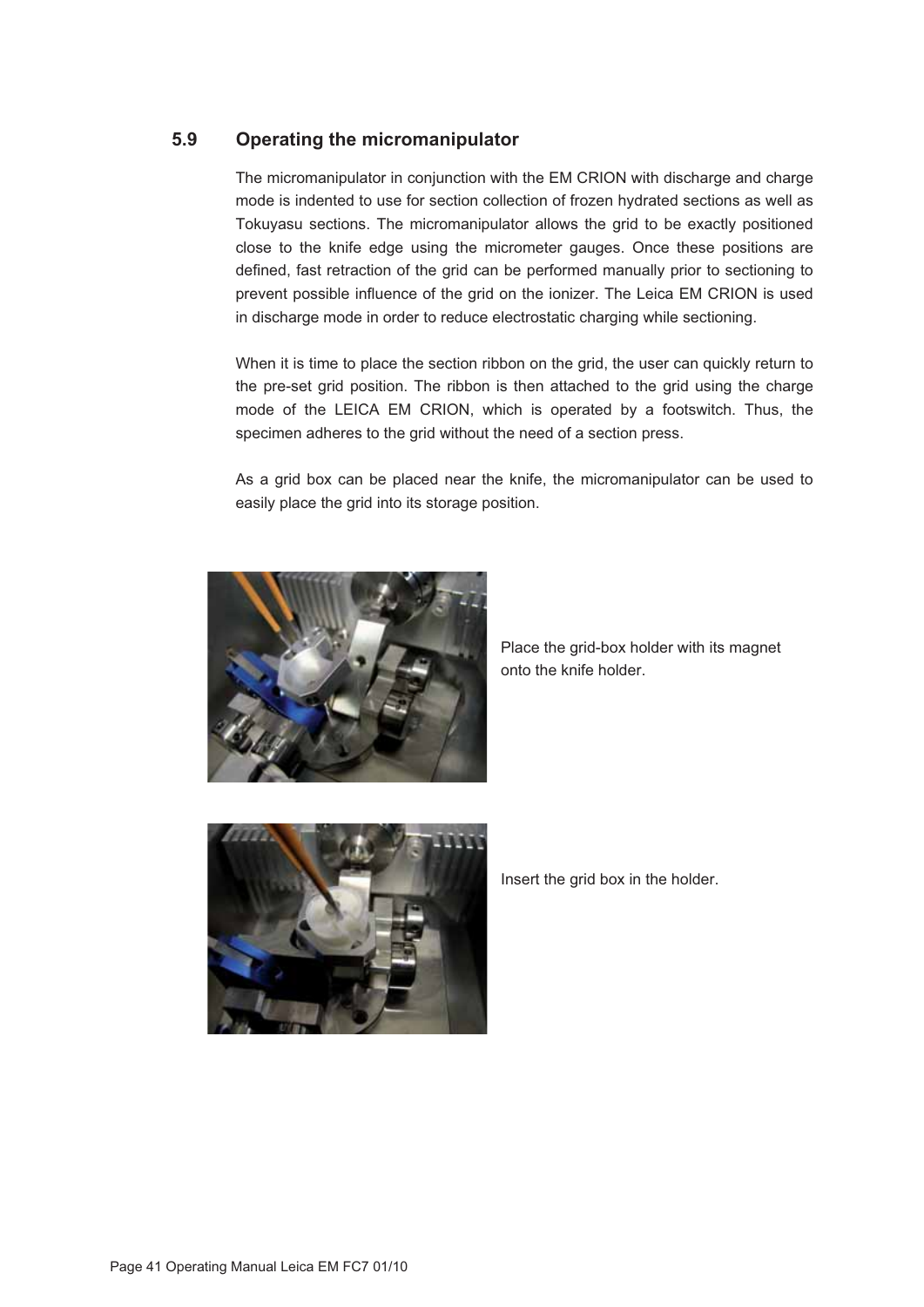## 5.9 Operating the micromanipulator

The micromanipulator in conjunction with the EM CRION with discharge and charge mode is indented to use for section collection of frozen hydrated sections as well as Tokuyasu sections. The micromanipulator allows the grid to be exactly positioned close to the knife edge using the micrometer gauges. Once these positions are defined, fast retraction of the grid can be performed manually prior to sectioning to prevent possible influence of the grid on the ionizer. The Leica EM CRION is used in discharge mode in order to reduce electrostatic charging while sectioning.

When it is time to place the section ribbon on the grid, the user can quickly return to the pre-set grid position. The ribbon is then attached to the grid using the charge mode of the LEICA EM CRION, which is operated by a footswitch. Thus, the specimen adheres to the grid without the need of a section press.

As a grid box can be placed near the knife, the micromanipulator can be used to easily place the grid into its storage position.

Place the grid-box holder with its magnet onto the knife holder.

Insert the grid box in the holder.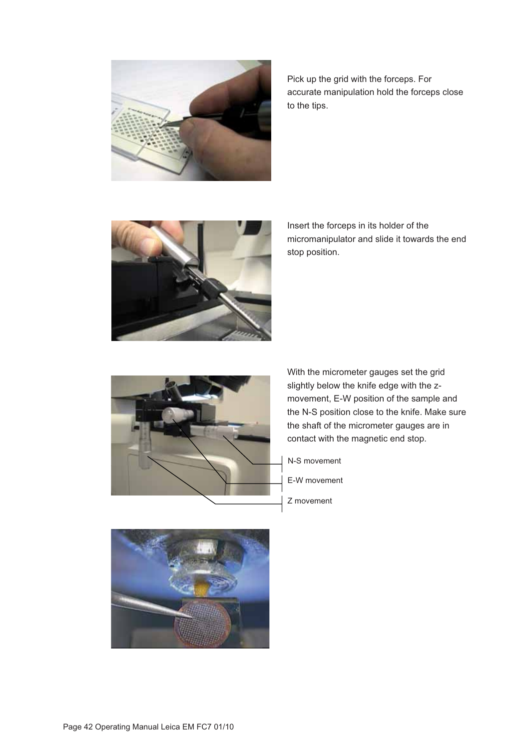Pick up the grid with the forceps. For accurate manipulation hold the forceps close to the tips.

Insert the forceps in its holder of the micromanipulator and slide it towards the end stop position.

With the micrometer gauges set the grid slightly below the knife edge with the z-movement, E-W position of the sample and the N-S position close to the knife. Make sure the shaft of the micrometer gauges are in contact with the magnetic end stop.

N-S movement

E-W movement

Z movement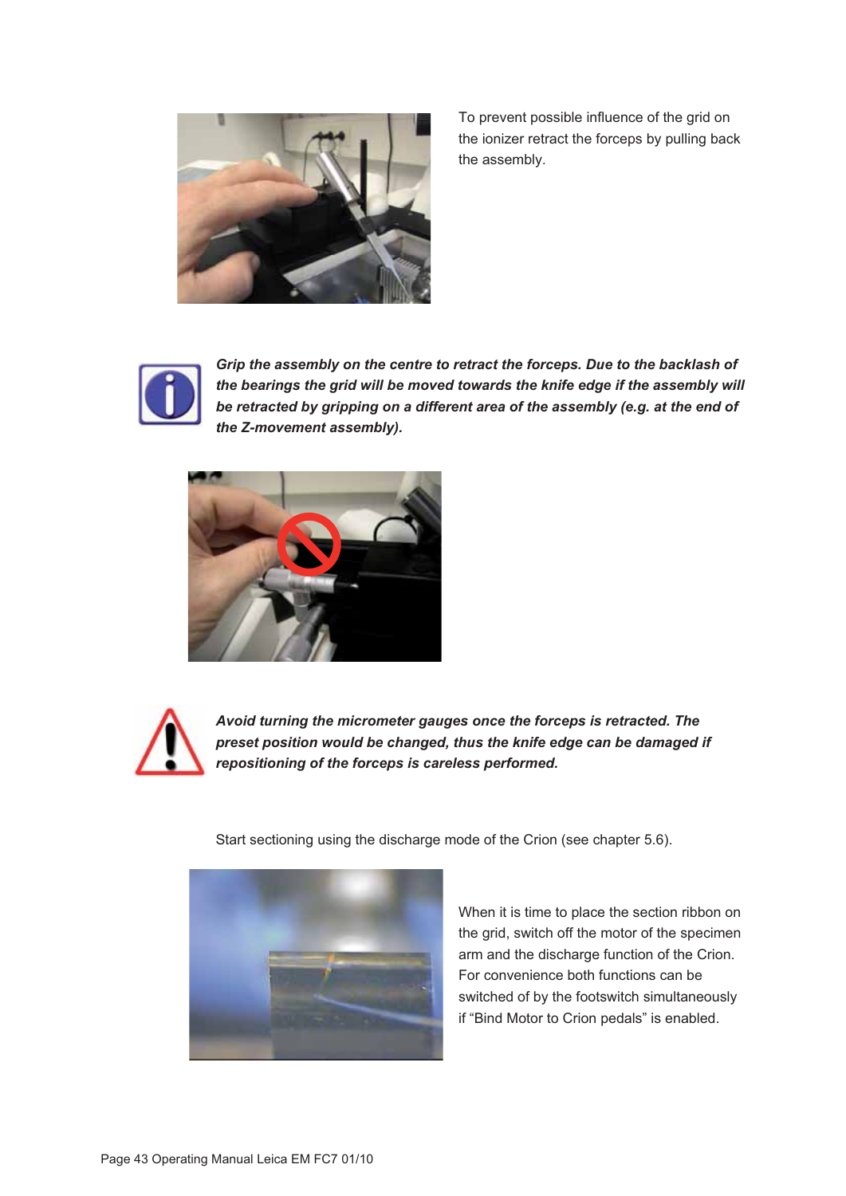To prevent possible influence of the grid on the ionizer retract the forceps by pulling back the assembly.

***Grip the assembly on the centre to retract the forceps. Due to the backlash of the bearings the grid will be moved towards the knife edge if the assembly will be retracted by gripping on a different area of the assembly (e.g. at the end of the Z-movement assembly).***

***Avoid turning the micrometer gauges once the forceps is retracted. The preset position would be changed, thus the knife edge can be damaged if repositioning of the forceps is careless performed.***

Start sectioning using the discharge mode of the Crion (see chapter 5.6).

When it is time to place the section ribbon on the grid, switch off the motor of the specimen arm and the discharge function of the Crion. For convenience both functions can be switched of by the footswitch simultaneously if "Bind Motor to Crion pedals" is enabled.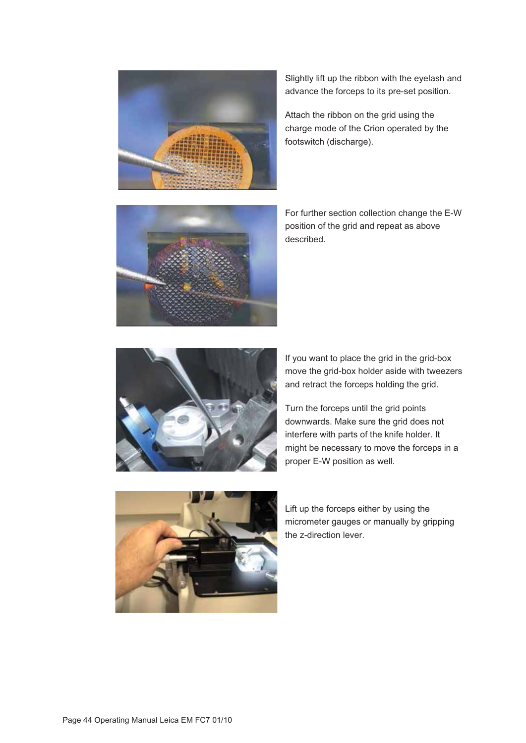Slightly lift up the ribbon with the eyelash and advance the forceps to its pre-set position.

Attach the ribbon on the grid using the charge mode of the Crion operated by the footswitch (discharge).

For further section collection change the E-W position of the grid and repeat as above described.

If you want to place the grid in the grid-box move the grid-box holder aside with tweezers and retract the forceps holding the grid.

Turn the forceps until the grid points downwards. Make sure the grid does not interfere with parts of the knife holder. It might be necessary to move the forceps in a proper E-W position as well.

Lift up the forceps either by using the micrometer gauges or manually by gripping the z-direction lever.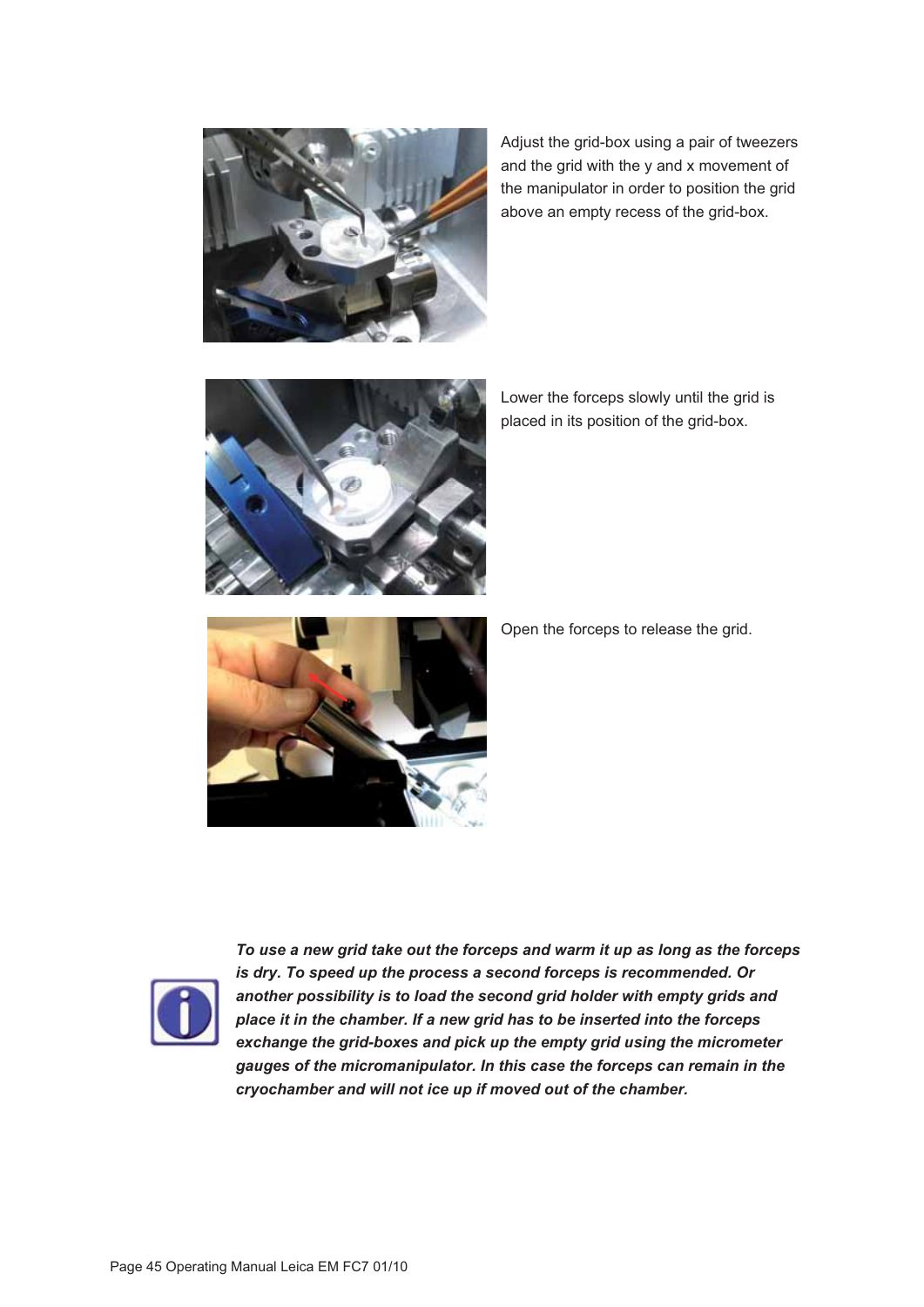Adjust the grid-box using a pair of tweezers and the grid with the y and x movement of the manipulator in order to position the grid above an empty recess of the grid-box.

Lower the forceps slowly until the grid is placed in its position of the grid-box.

Open the forceps to release the grid.

***To use a new grid take out the forceps and warm it up as long as the forceps is dry. To speed up the process a second forceps is recommended. Or another possibility is to load the second grid holder with empty grids and place it in the chamber. If a new grid has to be inserted into the forceps exchange the grid-boxes and pick up the empty grid using the micrometer gauges of the micromanipulator. In this case the forceps can remain in the cryochamber and will not ice up if moved out of the chamber.***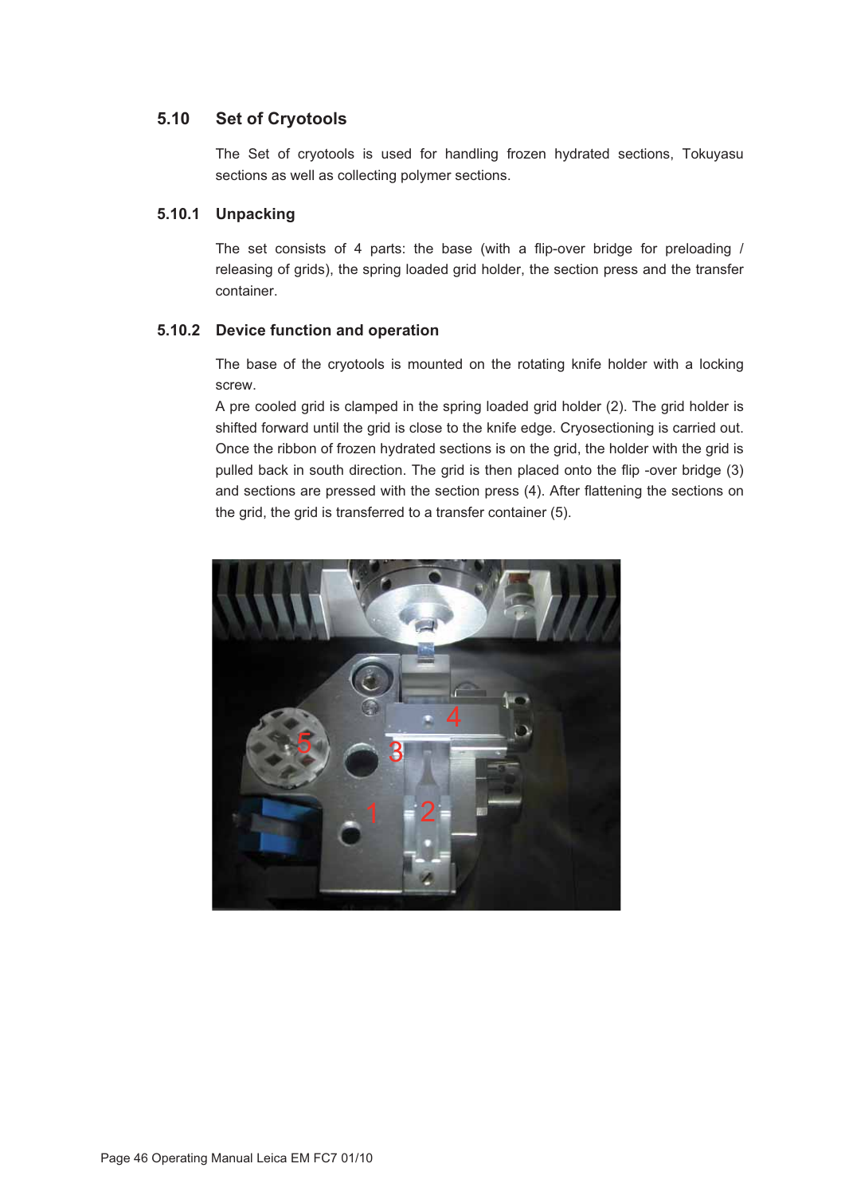## 5.10 Set of Cryotools

The Set of cryotools is used for handling frozen hydrated sections, Tokuyasu sections as well as collecting polymer sections.

### 5.10.1 Unpacking

The set consists of 4 parts: the base (with a flip-over bridge for preloading / releasing of grids), the spring loaded grid holder, the section press and the transfer container.

### 5.10.2 Device function and operation

The base of the cryotools is mounted on the rotating knife holder with a locking screw.
A pre cooled grid is clamped in the spring loaded grid holder (2). The grid holder is shifted forward until the grid is close to the knife edge. Cryosectioning is carried out. Once the ribbon of frozen hydrated sections is on the grid, the holder with the grid is pulled back in south direction. The grid is then placed onto the flip -over bridge (3) and sections are pressed with the section press (4). After flattening the sections on the grid, the grid is transferred to a transfer container (5).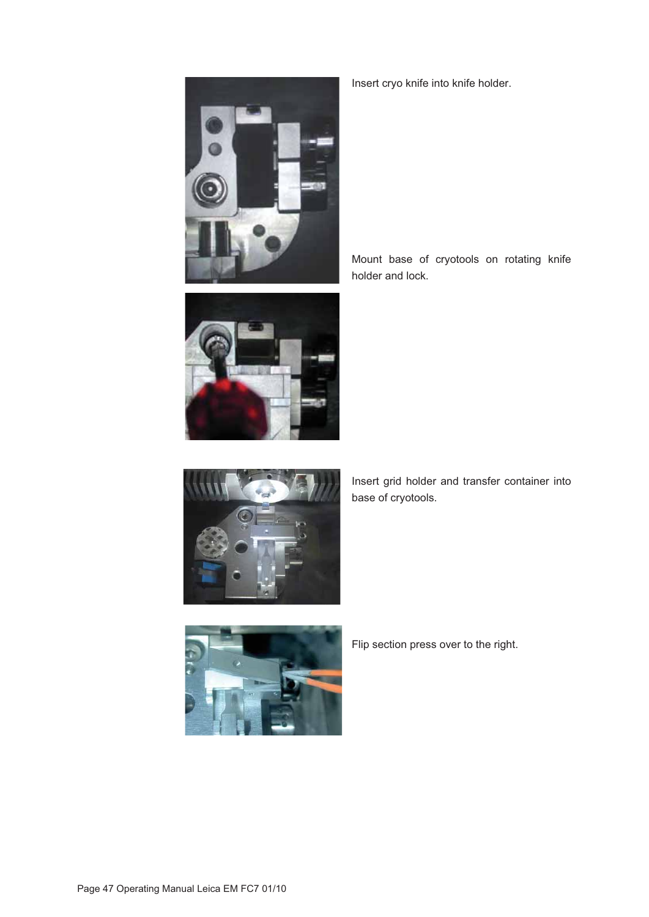Insert cryo knife into knife holder.

Mount base of cryotools on rotating knife holder and lock.

Insert grid holder and transfer container into base of cryotools.

Flip section press over to the right.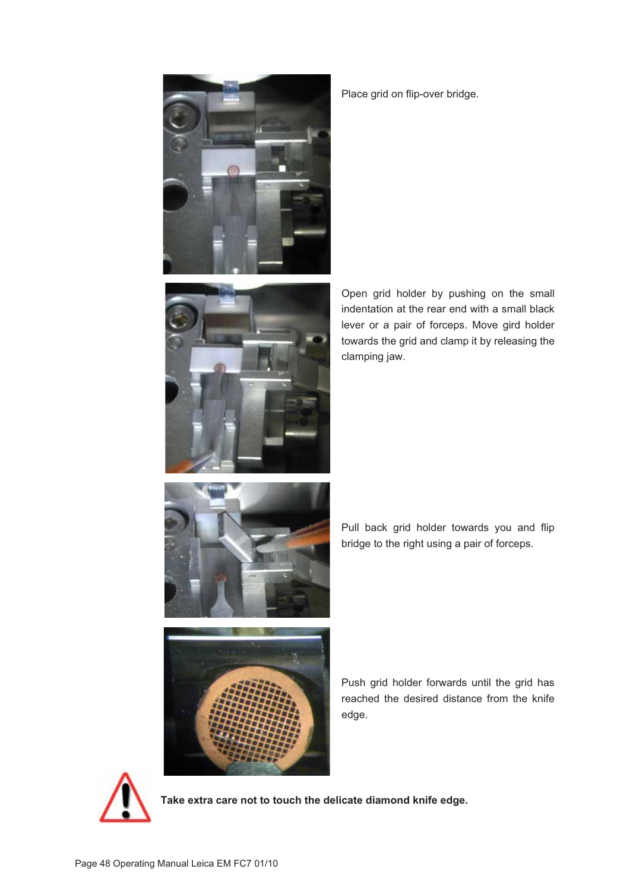Place grid on flip-over bridge.

Open grid holder by pushing on the small indentation at the rear end with a small black lever or a pair of forceps. Move gird holder towards the grid and clamp it by releasing the clamping jaw.

Pull back grid holder towards you and flip bridge to the right using a pair of forceps.

Push grid holder forwards until the grid has reached the desired distance from the knife edge.

**Take extra care not to touch the delicate diamond knife edge.**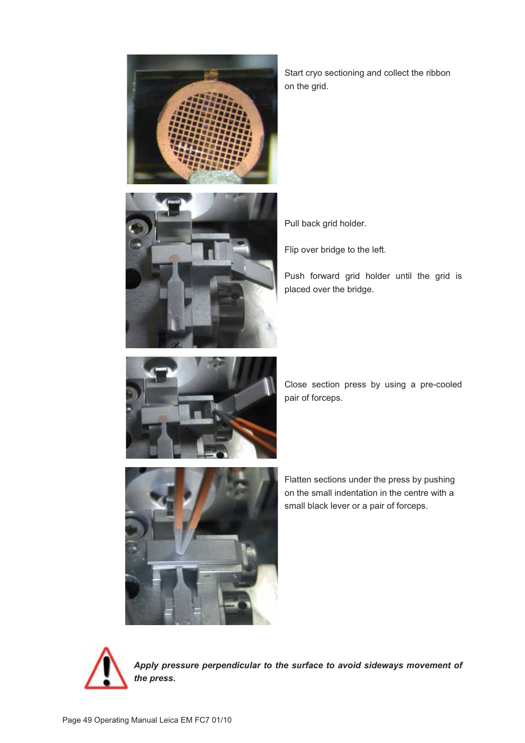Start cryo sectioning and collect the ribbon on the grid.

Pull back grid holder.

Flip over bridge to the left.

Push forward grid holder until the grid is placed over the bridge.

Close section press by using a pre-cooled pair of forceps.

Flatten sections under the press by pushing on the small indentation in the centre with a small black lever or a pair of forceps.

***Apply pressure perpendicular to the surface to avoid sideways movement of the press.***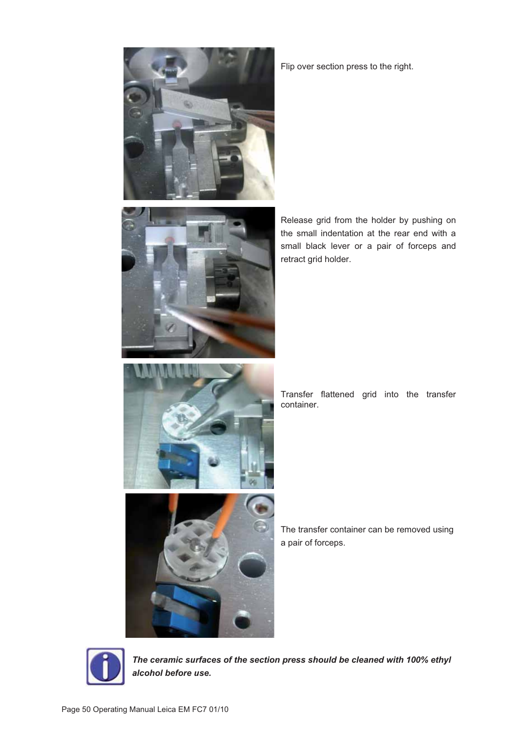Flip over section press to the right.

Release grid from the holder by pushing on the small indentation at the rear end with a small black lever or a pair of forceps and retract grid holder.

Transfer flattened grid into the transfer container.

The transfer container can be removed using a pair of forceps.

***The ceramic surfaces of the section press should be cleaned with 100% ethyl alcohol before use.***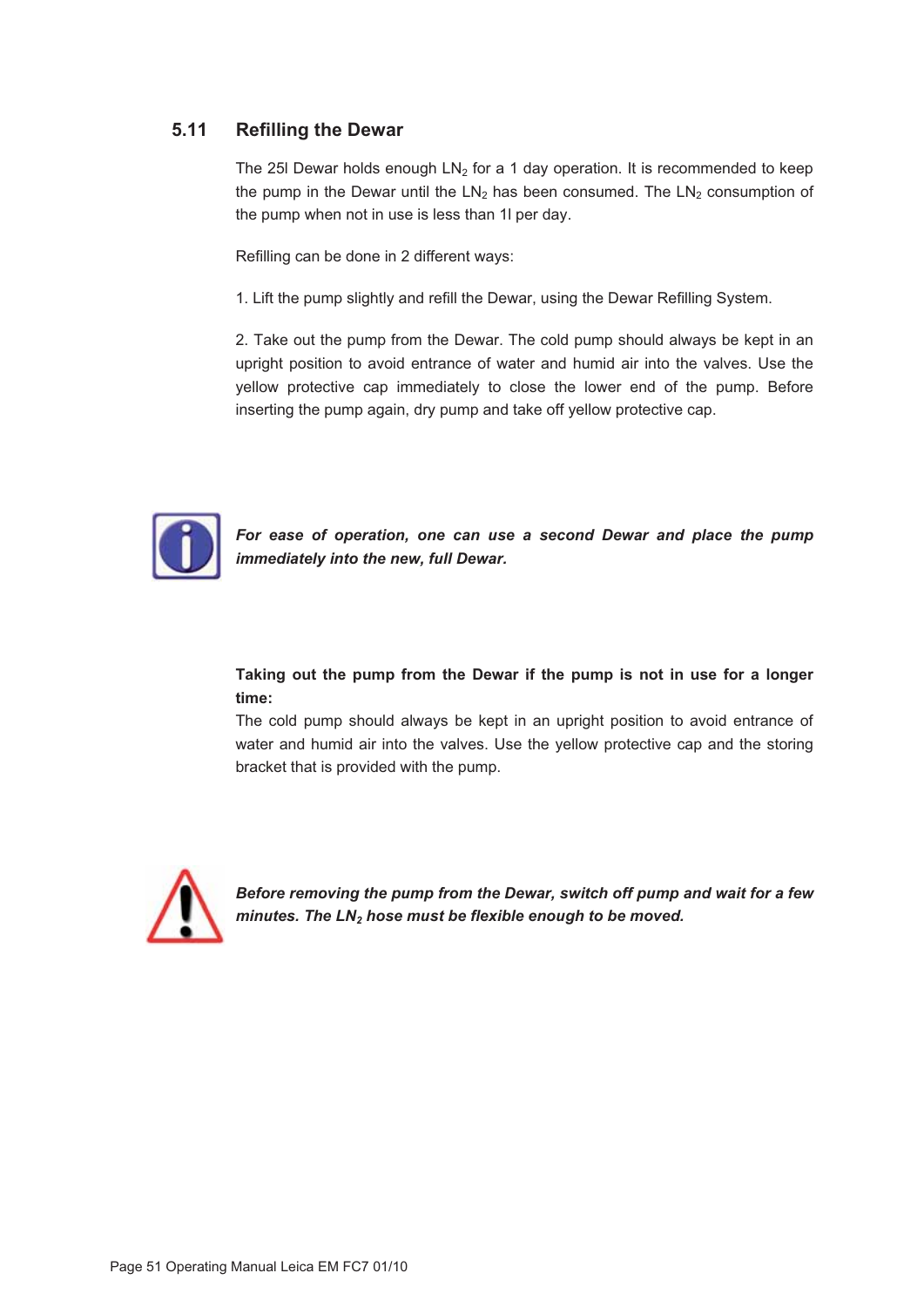## 5.11 Refilling the Dewar

The 25l Dewar holds enough $LN_2$ for a 1 day operation. It is recommended to keep the pump in the Dewar until the $LN_2$ has been consumed. The $LN_2$ consumption of the pump when not in use is less than 1l per day.

Refilling can be done in 2 different ways:

1. Lift the pump slightly and refill the Dewar, using the Dewar Refilling System.

2. Take out the pump from the Dewar. The cold pump should always be kept in an upright position to avoid entrance of water and humid air into the valves. Use the yellow protective cap immediately to close the lower end of the pump. Before inserting the pump again, dry pump and take off yellow protective cap.

***For ease of operation, one can use a second Dewar and place the pump immediately into the new, full Dewar.***

**Taking out the pump from the Dewar if the pump is not in use for a longer time:**
The cold pump should always be kept in an upright position to avoid entrance of water and humid air into the valves. Use the yellow protective cap and the storing bracket that is provided with the pump.

***Before removing the pump from the Dewar, switch off pump and wait for a few minutes. The $LN_2$ hose must be flexible enough to be moved.***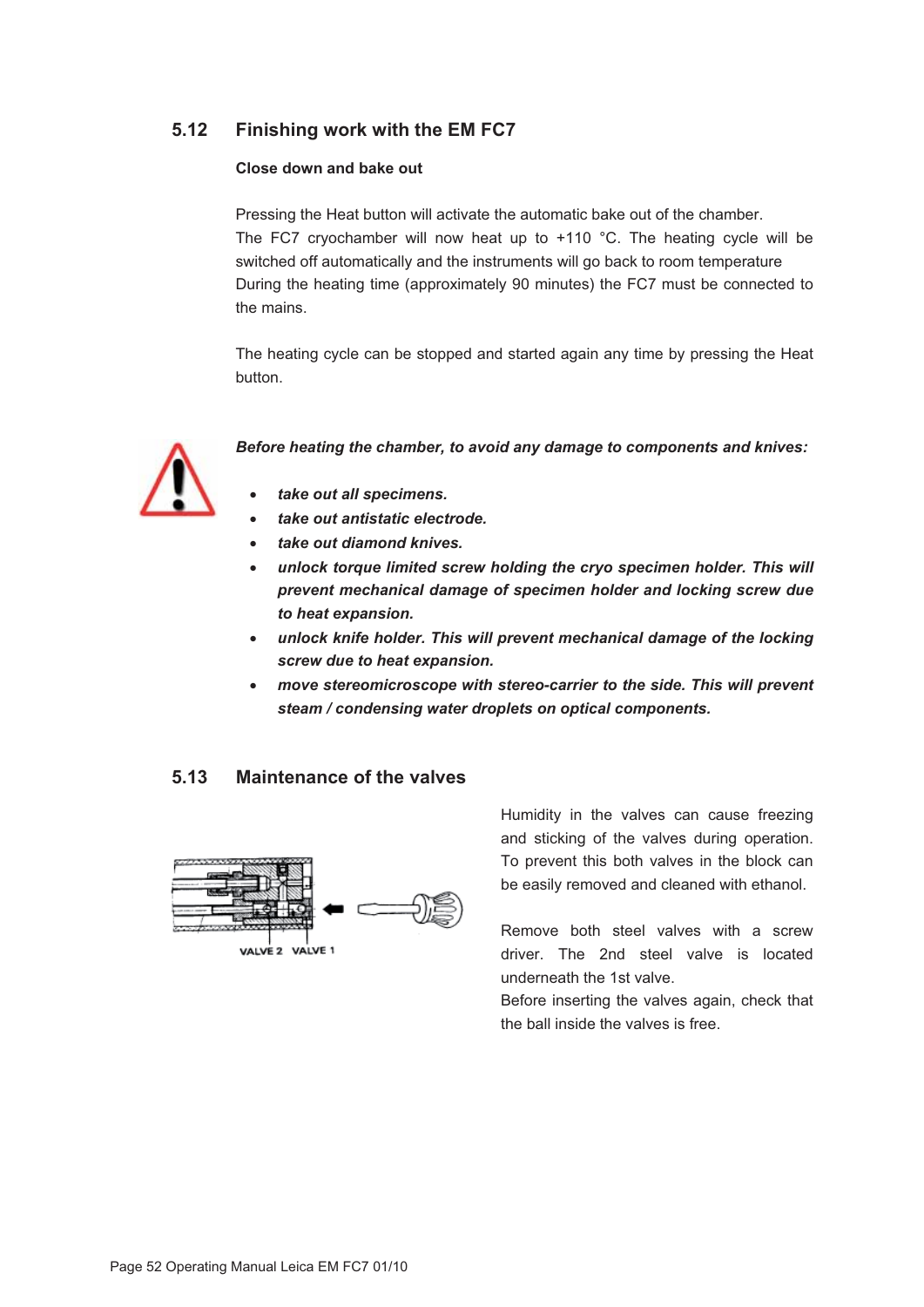## 5.12 Finishing work with the EM FC7

**Close down and bake out**

Pressing the Heat button will activate the automatic bake out of the chamber.
The FC7 cryochamber will now heat up to +110 °C. The heating cycle will be switched off automatically and the instruments will go back to room temperature
During the heating time (approximately 90 minutes) the FC7 must be connected to the mains.

The heating cycle can be stopped and started again any time by pressing the Heat button.

***Before heating the chamber, to avoid any damage to components and knives:***

- ***take out all specimens.***
- ***take out antistatic electrode.***
- ***take out diamond knives.***
- ***unlock torque limited screw holding the cryo specimen holder. This will prevent mechanical damage of specimen holder and locking screw due to heat expansion.***
- ***unlock knife holder. This will prevent mechanical damage of the locking screw due to heat expansion.***
- ***move stereomicroscope with stereo-carrier to the side. This will prevent steam / condensing water droplets on optical components.***

## 5.13 Maintenance of the valves

VALVE 2 VALVE 1

Humidity in the valves can cause freezing and sticking of the valves during operation. To prevent this both valves in the block can be easily removed and cleaned with ethanol.

Remove both steel valves with a screw driver. The 2nd steel valve is located underneath the 1st valve.
Before inserting the valves again, check that the ball inside the valves is free.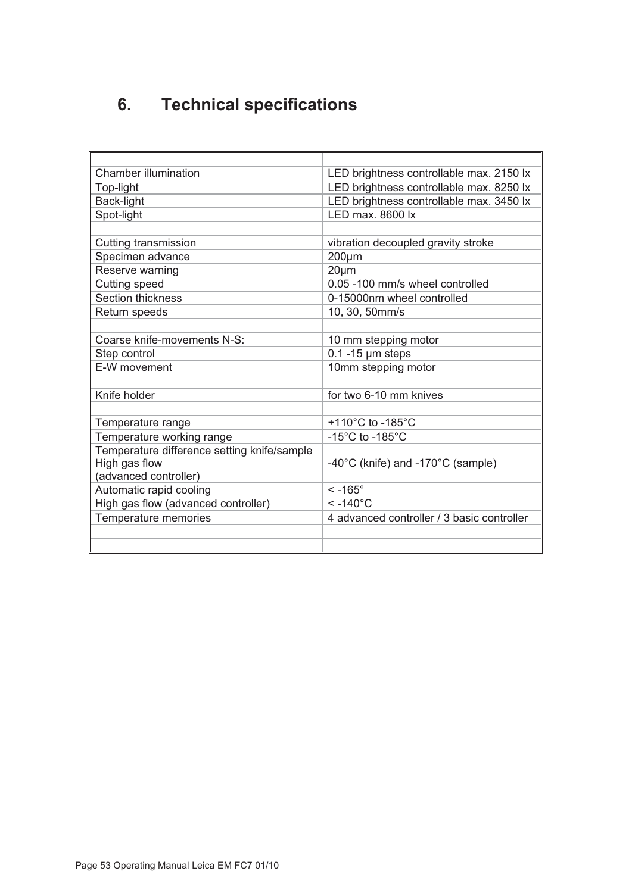# 6. Technical specifications

| | |
|---|---|
| Chamber illumination | LED brightness controllable max. 2150 lx |
| Top-light | LED brightness controllable max. 8250 lx |
| Back-light | LED brightness controllable max. 3450 lx |
| Spot-light | LED max. 8600 lx |
| | |
| Cutting transmission | vibration decoupled gravity stroke |
| Specimen advance | 200µm |
| Reserve warning | 20µm |
| Cutting speed | 0.05 -100 mm/s wheel controlled |
| Section thickness | 0-15000nm wheel controlled |
| Return speeds | 10, 30, 50mm/s |
| | |
| Coarse knife-movements N-S: | 10 mm stepping motor |
| Step control | 0.1 -15 µm steps |
| E-W movement | 10mm stepping motor |
| | |
| Knife holder | for two 6-10 mm knives |
| | |
| Temperature range | +110°C to -185°C |
| Temperature working range | -15°C to -185°C |
| Temperature difference setting knife/sample High gas flow (advanced controller) | -40°C (knife) and -170°C (sample) |
| Automatic rapid cooling | < -165° |
| High gas flow (advanced controller) | < -140°C |
| Temperature memories | 4 advanced controller / 3 basic controller |
| | |
| | |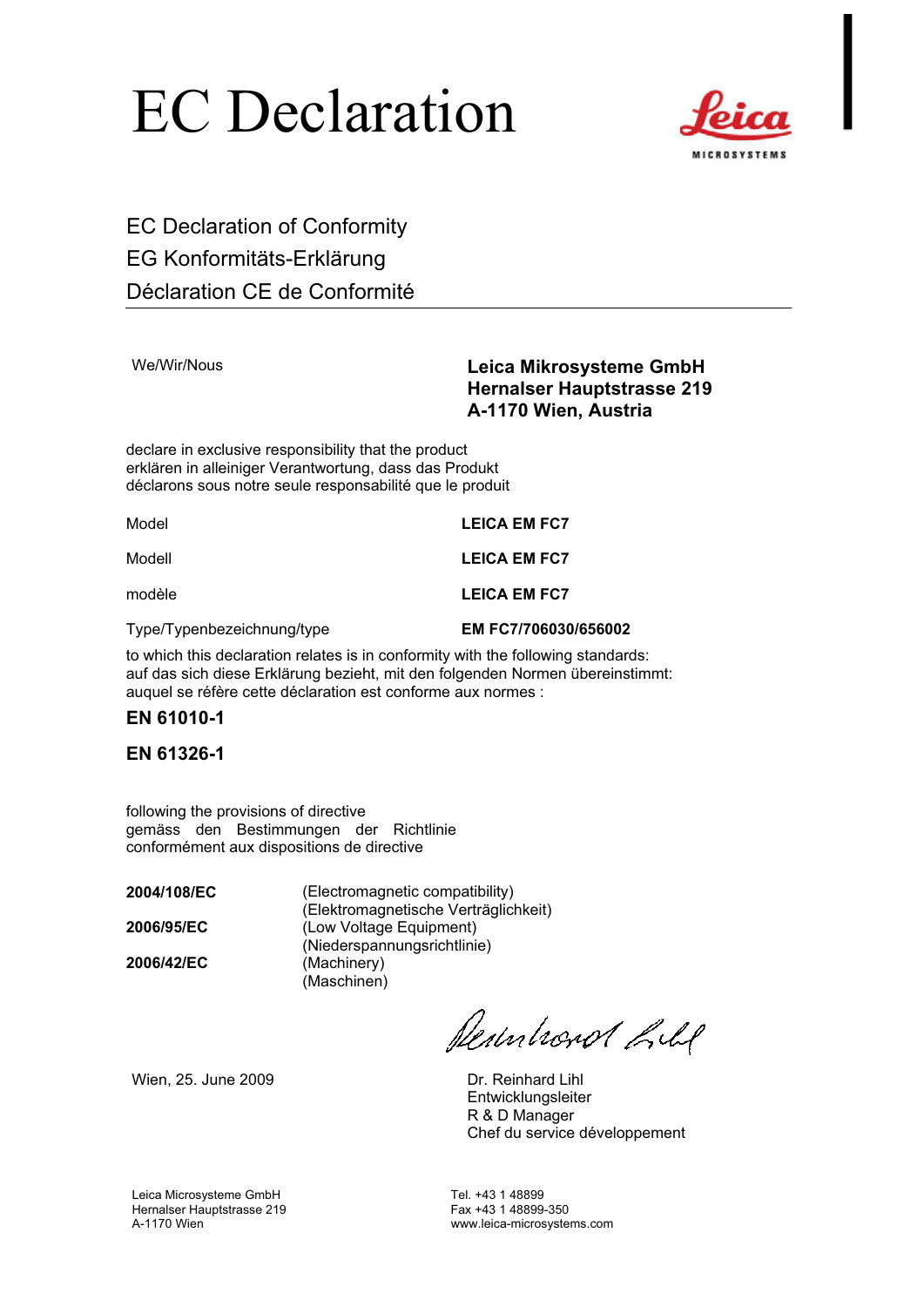# EC Declaration

## EC Declaration of Conformity
## EG Konformitäts-Erklärung
## Déclaration CE de Conformité

We/Wir/Nous

**Leica Mikrosysteme GmbH**
**Hernalser Hauptstrasse 219**
**A-1170 Wien, Austria**

declare in exclusive responsibility that the product
erklären in alleiniger Verantwortung, dass das Produkt
déclarons sous notre seule responsabilité que le produit

| | |
|---|---|
| Model | **LEICA EM FC7** |
| Modell | **LEICA EM FC7** |
| modèle | **LEICA EM FC7** |
| Type/Typenbezeichnung/type | **EM FC7/706030/656002** |

to which this declaration relates is in conformity with the following standards:
auf das sich diese Erklärung bezieht, mit den folgenden Normen übereinstimmt:
auquel se réfère cette déclaration est conforme aux normes :

**EN 61010-1**

**EN 61326-1**

following the provisions of directive
gemäss den Bestimmungen der Richtlinie
conformément aux dispositions de directive

| | |
|---|---|
| **2004/108/EC** | (Electromagnetic compatibility)<br>(Elektromagnetische Verträglichkeit) |
| **2006/95/EC** | (Low Voltage Equipment)<br>(Niederspannungsrichtlinie) |
| **2006/42/EC** | (Machinery)<br>(Maschinen) |

Wien, 25. June 2009

Dr. Reinhard Lihl
Entwicklungsleiter
R & D Manager
Chef du service développement

Leica Microsysteme GmbH
Hernalser Hauptstrasse 219
A-1170 Wien

Tel. +43 1 48899
Fax +43 1 48899-350
www.leica-microsystems.com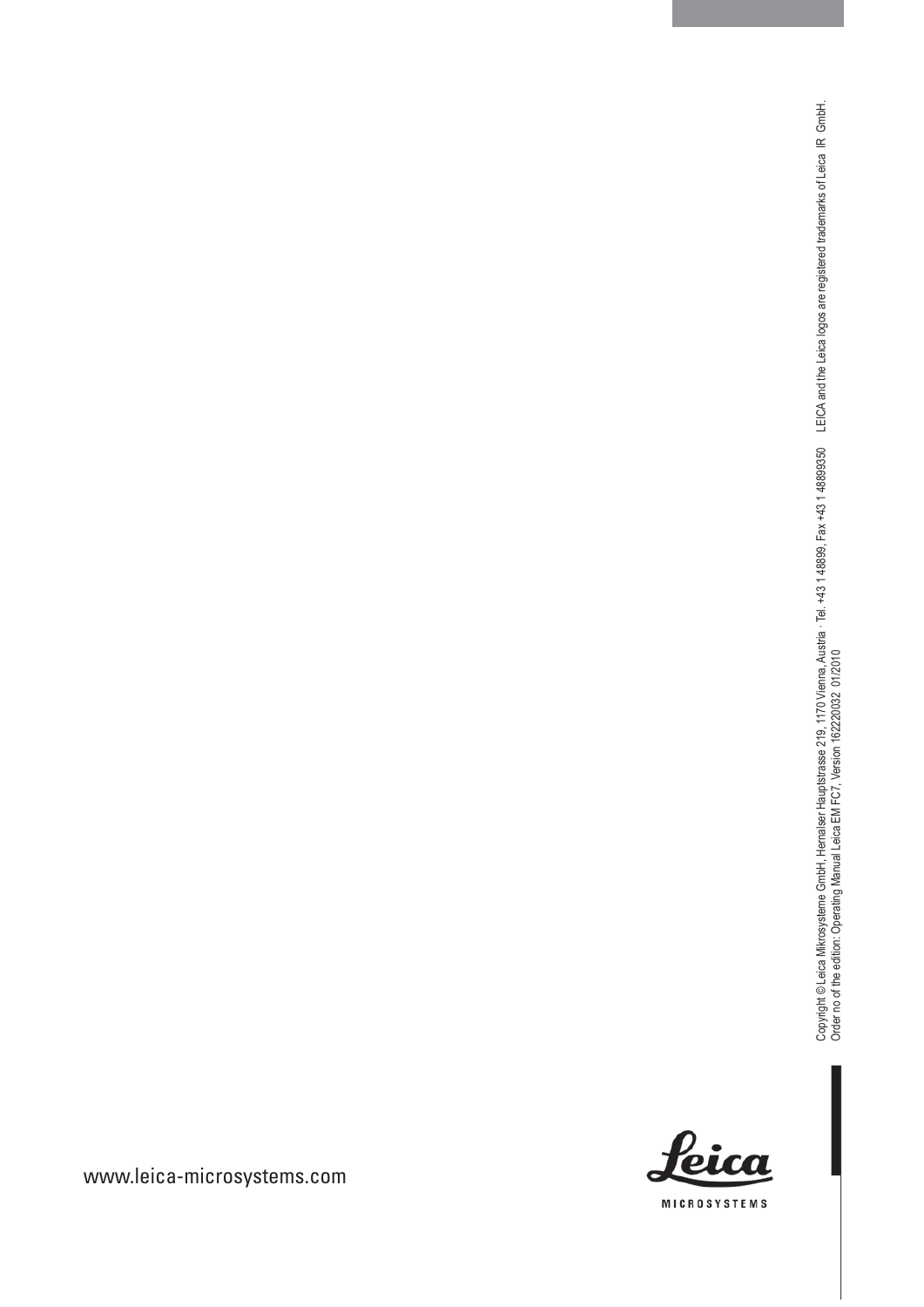Copyright © Leica Mikrosysteme GmbH, Hernalser Hauptstrasse 219, 1170 Vienna, Austria · Tel. +43 1 48899, Fax +43 1 48899350 LEICA and the Leica logos are registered trademarks of Leica IR GmbH.
Order no of the edition: Operating Manual Leica EM FC7, Version 16222032 01/2010

Leica
MICROSYSTEMS

www.leica-microsystems.com